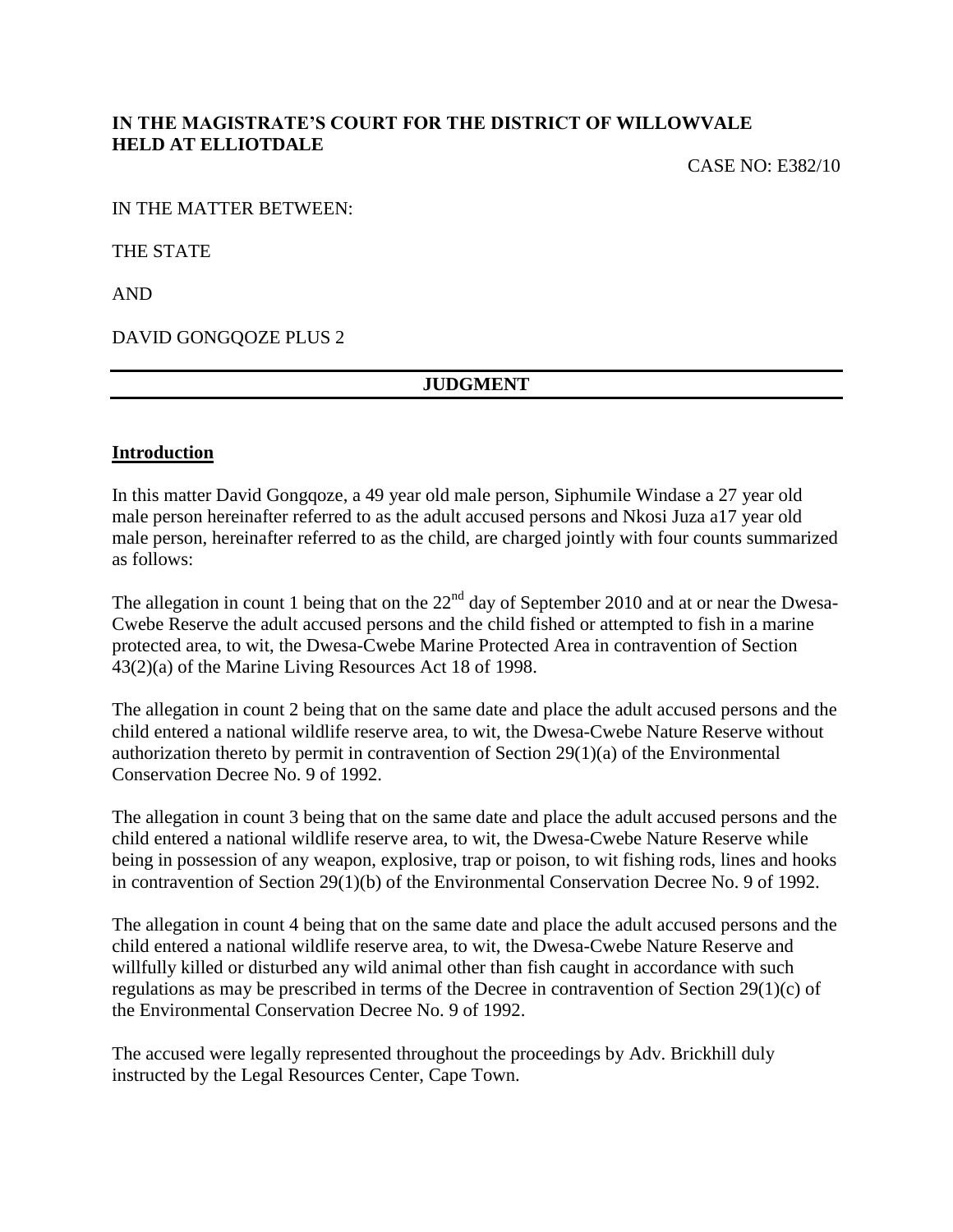**IN THE MAGISTRATE'S COURT FOR THE DISTRICT OF WILLOWVALE HELD AT ELLIOTDALE**

CASE NO: E382/10

IN THE MATTER BETWEEN:

THE STATE

AND

DAVID GONGQOZE PLUS 2

---

**JUDGMENT**

---

## Introduction

In this matter David Gongqoze, a 49 year old male person, Siphumile Windase a 27 year old male person hereinafter referred to as the adult accused persons and Nkosi Juza a17 year old male person, hereinafter referred to as the child, are charged jointly with four counts summarized as follows:

The allegation in count 1 being that on the 22nd day of September 2010 and at or near the Dwesa-Cwebe Reserve the adult accused persons and the child fished or attempted to fish in a marine protected area, to wit, the Dwesa-Cwebe Marine Protected Area in contravention of Section 43(2)(a) of the Marine Living Resources Act 18 of 1998.

The allegation in count 2 being that on the same date and place the adult accused persons and the child entered a national wildlife reserve area, to wit, the Dwesa-Cwebe Nature Reserve without authorization thereto by permit in contravention of Section 29(1)(a) of the Environmental Conservation Decree No. 9 of 1992.

The allegation in count 3 being that on the same date and place the adult accused persons and the child entered a national wildlife reserve area, to wit, the Dwesa-Cwebe Nature Reserve while being in possession of any weapon, explosive, trap or poison, to wit fishing rods, lines and hooks in contravention of Section 29(1)(b) of the Environmental Conservation Decree No. 9 of 1992.

The allegation in count 4 being that on the same date and place the adult accused persons and the child entered a national wildlife reserve area, to wit, the Dwesa-Cwebe Nature Reserve and willfully killed or disturbed any wild animal other than fish caught in accordance with such regulations as may be prescribed in terms of the Decree in contravention of Section 29(1)(c) of the Environmental Conservation Decree No. 9 of 1992.

The accused were legally represented throughout the proceedings by Adv. Brickhill duly instructed by the Legal Resources Center, Cape Town.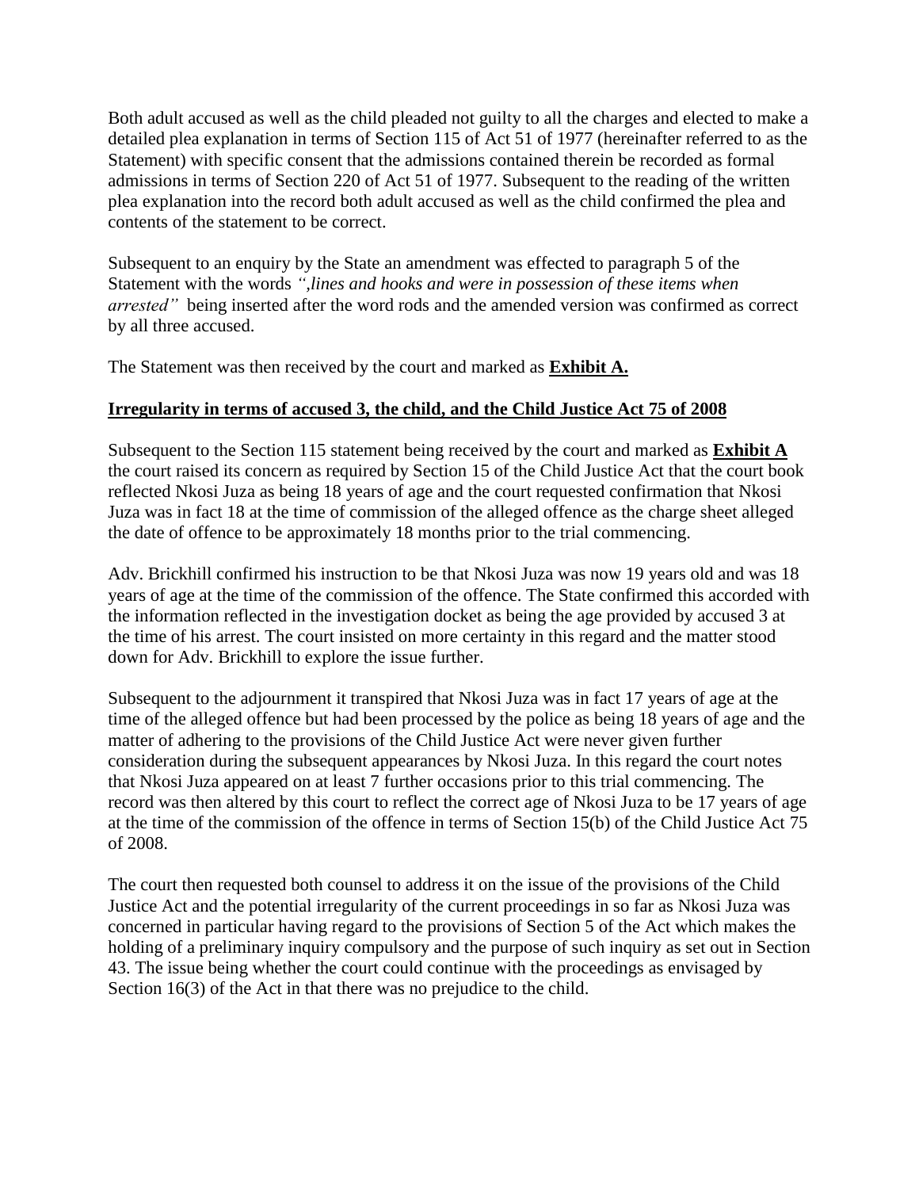Both adult accused as well as the child pleaded not guilty to all the charges and elected to make a detailed plea explanation in terms of Section 115 of Act 51 of 1977 (hereinafter referred to as the Statement) with specific consent that the admissions contained therein be recorded as formal admissions in terms of Section 220 of Act 51 of 1977. Subsequent to the reading of the written plea explanation into the record both adult accused as well as the child confirmed the plea and contents of the statement to be correct.

Subsequent to an enquiry by the State an amendment was effected to paragraph 5 of the Statement with the words *",lines and hooks and were in possession of these items when arrested"* being inserted after the word rods and the amended version was confirmed as correct by all three accused.

The Statement was then received by the court and marked as **Exhibit A.**

**Irregularity in terms of accused 3, the child, and the Child Justice Act 75 of 2008**

Subsequent to the Section 115 statement being received by the court and marked as **Exhibit A** the court raised its concern as required by Section 15 of the Child Justice Act that the court book reflected Nkosi Juza as being 18 years of age and the court requested confirmation that Nkosi Juza was in fact 18 at the time of commission of the alleged offence as the charge sheet alleged the date of offence to be approximately 18 months prior to the trial commencing.

Adv. Brickhill confirmed his instruction to be that Nkosi Juza was now 19 years old and was 18 years of age at the time of the commission of the offence. The State confirmed this accorded with the information reflected in the investigation docket as being the age provided by accused 3 at the time of his arrest. The court insisted on more certainty in this regard and the matter stood down for Adv. Brickhill to explore the issue further.

Subsequent to the adjournment it transpired that Nkosi Juza was in fact 17 years of age at the time of the alleged offence but had been processed by the police as being 18 years of age and the matter of adhering to the provisions of the Child Justice Act were never given further consideration during the subsequent appearances by Nkosi Juza. In this regard the court notes that Nkosi Juza appeared on at least 7 further occasions prior to this trial commencing. The record was then altered by this court to reflect the correct age of Nkosi Juza to be 17 years of age at the time of the commission of the offence in terms of Section 15(b) of the Child Justice Act 75 of 2008.

The court then requested both counsel to address it on the issue of the provisions of the Child Justice Act and the potential irregularity of the current proceedings in so far as Nkosi Juza was concerned in particular having regard to the provisions of Section 5 of the Act which makes the holding of a preliminary inquiry compulsory and the purpose of such inquiry as set out in Section 43. The issue being whether the court could continue with the proceedings as envisaged by Section 16(3) of the Act in that there was no prejudice to the child.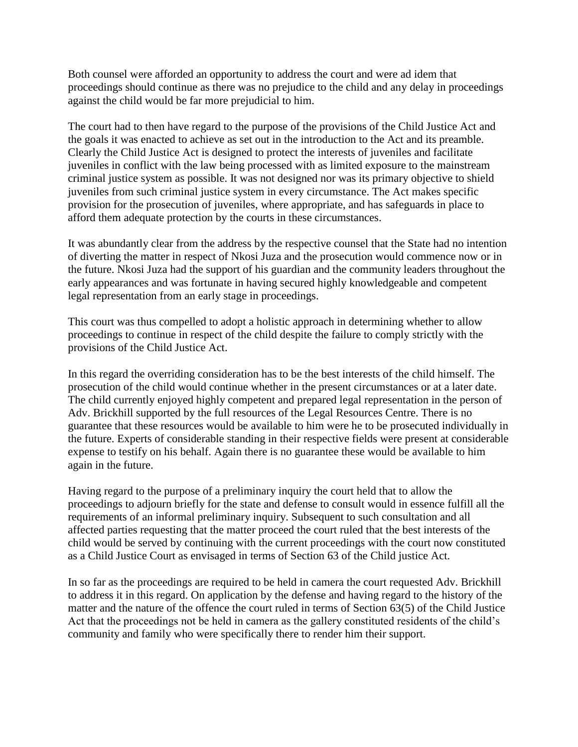Both counsel were afforded an opportunity to address the court and were ad idem that proceedings should continue as there was no prejudice to the child and any delay in proceedings against the child would be far more prejudicial to him.

The court had to then have regard to the purpose of the provisions of the Child Justice Act and the goals it was enacted to achieve as set out in the introduction to the Act and its preamble. Clearly the Child Justice Act is designed to protect the interests of juveniles and facilitate juveniles in conflict with the law being processed with as limited exposure to the mainstream criminal justice system as possible. It was not designed nor was its primary objective to shield juveniles from such criminal justice system in every circumstance. The Act makes specific provision for the prosecution of juveniles, where appropriate, and has safeguards in place to afford them adequate protection by the courts in these circumstances.

It was abundantly clear from the address by the respective counsel that the State had no intention of diverting the matter in respect of Nkosi Juza and the prosecution would commence now or in the future. Nkosi Juza had the support of his guardian and the community leaders throughout the early appearances and was fortunate in having secured highly knowledgeable and competent legal representation from an early stage in proceedings.

This court was thus compelled to adopt a holistic approach in determining whether to allow proceedings to continue in respect of the child despite the failure to comply strictly with the provisions of the Child Justice Act.

In this regard the overriding consideration has to be the best interests of the child himself. The prosecution of the child would continue whether in the present circumstances or at a later date. The child currently enjoyed highly competent and prepared legal representation in the person of Adv. Brickhill supported by the full resources of the Legal Resources Centre. There is no guarantee that these resources would be available to him were he to be prosecuted individually in the future. Experts of considerable standing in their respective fields were present at considerable expense to testify on his behalf. Again there is no guarantee these would be available to him again in the future.

Having regard to the purpose of a preliminary inquiry the court held that to allow the proceedings to adjourn briefly for the state and defense to consult would in essence fulfill all the requirements of an informal preliminary inquiry. Subsequent to such consultation and all affected parties requesting that the matter proceed the court ruled that the best interests of the child would be served by continuing with the current proceedings with the court now constituted as a Child Justice Court as envisaged in terms of Section 63 of the Child justice Act.

In so far as the proceedings are required to be held in camera the court requested Adv. Brickhill to address it in this regard. On application by the defense and having regard to the history of the matter and the nature of the offence the court ruled in terms of Section 63(5) of the Child Justice Act that the proceedings not be held in camera as the gallery constituted residents of the child's community and family who were specifically there to render him their support.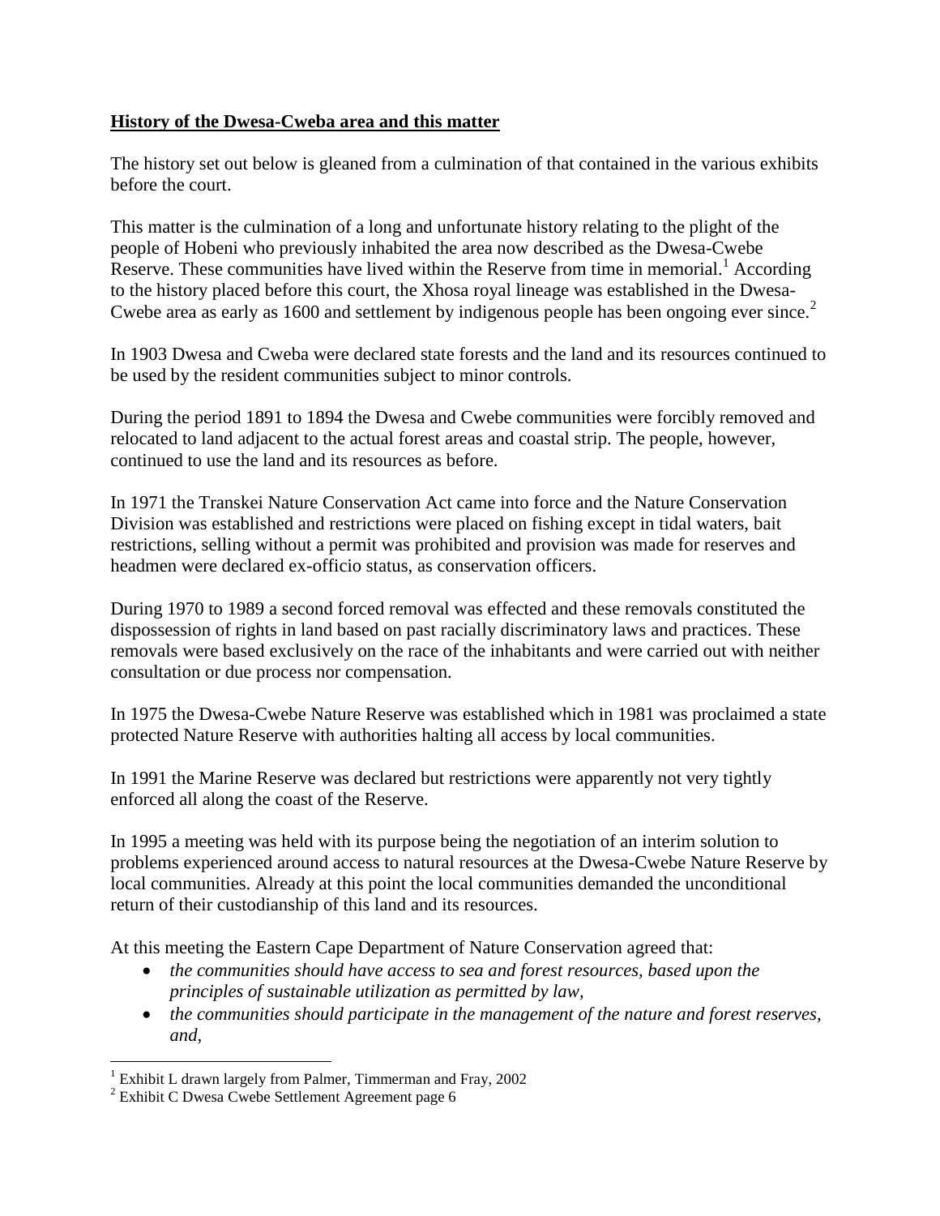**History of the Dwesa-Cweba area and this matter**

The history set out below is gleaned from a culmination of that contained in the various exhibits before the court.

This matter is the culmination of a long and unfortunate history relating to the plight of the people of Hobeni who previously inhabited the area now described as the Dwesa-Cwebe Reserve. These communities have lived within the Reserve from time in memorial.[1] According to the history placed before this court, the Xhosa royal lineage was established in the Dwesa-Cwebe area as early as 1600 and settlement by indigenous people has been ongoing ever since.[2]

In 1903 Dwesa and Cweba were declared state forests and the land and its resources continued to be used by the resident communities subject to minor controls.

During the period 1891 to 1894 the Dwesa and Cwebe communities were forcibly removed and relocated to land adjacent to the actual forest areas and coastal strip. The people, however, continued to use the land and its resources as before.

In 1971 the Transkei Nature Conservation Act came into force and the Nature Conservation Division was established and restrictions were placed on fishing except in tidal waters, bait restrictions, selling without a permit was prohibited and provision was made for reserves and headmen were declared ex-officio status, as conservation officers.

During 1970 to 1989 a second forced removal was effected and these removals constituted the dispossession of rights in land based on past racially discriminatory laws and practices. These removals were based exclusively on the race of the inhabitants and were carried out with neither consultation or due process nor compensation.

In 1975 the Dwesa-Cwebe Nature Reserve was established which in 1981 was proclaimed a state protected Nature Reserve with authorities halting all access by local communities.

In 1991 the Marine Reserve was declared but restrictions were apparently not very tightly enforced all along the coast of the Reserve.

In 1995 a meeting was held with its purpose being the negotiation of an interim solution to problems experienced around access to natural resources at the Dwesa-Cwebe Nature Reserve by local communities. Already at this point the local communities demanded the unconditional return of their custodianship of this land and its resources.

At this meeting the Eastern Cape Department of Nature Conservation agreed that:

- *the communities should have access to sea and forest resources, based upon the principles of sustainable utilization as permitted by law,*
- *the communities should participate in the management of the nature and forest reserves, and,*

---

[1] Exhibit L drawn largely from Palmer, Timmerman and Fray, 2002

[2] Exhibit C Dwesa Cwebe Settlement Agreement page 6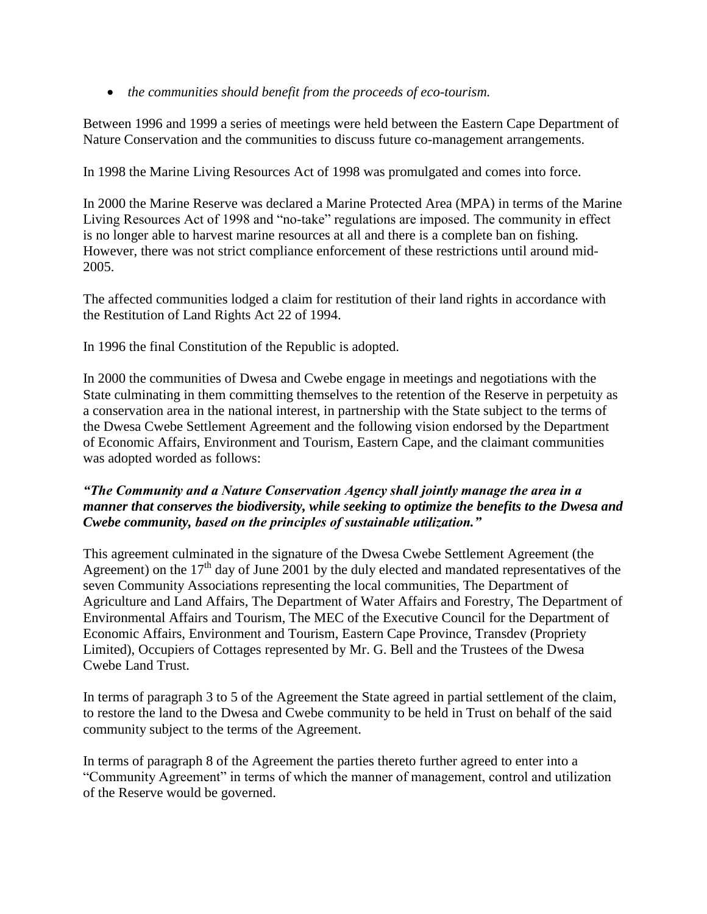- *the communities should benefit from the proceeds of eco-tourism.*

Between 1996 and 1999 a series of meetings were held between the Eastern Cape Department of Nature Conservation and the communities to discuss future co-management arrangements.

In 1998 the Marine Living Resources Act of 1998 was promulgated and comes into force.

In 2000 the Marine Reserve was declared a Marine Protected Area (MPA) in terms of the Marine Living Resources Act of 1998 and "no-take" regulations are imposed. The community in effect is no longer able to harvest marine resources at all and there is a complete ban on fishing. However, there was not strict compliance enforcement of these restrictions until around mid-2005.

The affected communities lodged a claim for restitution of their land rights in accordance with the Restitution of Land Rights Act 22 of 1994.

In 1996 the final Constitution of the Republic is adopted.

In 2000 the communities of Dwesa and Cwebe engage in meetings and negotiations with the State culminating in them committing themselves to the retention of the Reserve in perpetuity as a conservation area in the national interest, in partnership with the State subject to the terms of the Dwesa Cwebe Settlement Agreement and the following vision endorsed by the Department of Economic Affairs, Environment and Tourism, Eastern Cape, and the claimant communities was adopted worded as follows:

***"The Community and a Nature Conservation Agency shall jointly manage the area in a manner that conserves the biodiversity, while seeking to optimize the benefits to the Dwesa and Cwebe community, based on the principles of sustainable utilization."***

This agreement culminated in the signature of the Dwesa Cwebe Settlement Agreement (the Agreement) on the 17th day of June 2001 by the duly elected and mandated representatives of the seven Community Associations representing the local communities, The Department of Agriculture and Land Affairs, The Department of Water Affairs and Forestry, The Department of Environmental Affairs and Tourism, The MEC of the Executive Council for the Department of Economic Affairs, Environment and Tourism, Eastern Cape Province, Transdev (Propriety Limited), Occupiers of Cottages represented by Mr. G. Bell and the Trustees of the Dwesa Cwebe Land Trust.

In terms of paragraph 3 to 5 of the Agreement the State agreed in partial settlement of the claim, to restore the land to the Dwesa and Cwebe community to be held in Trust on behalf of the said community subject to the terms of the Agreement.

In terms of paragraph 8 of the Agreement the parties thereto further agreed to enter into a "Community Agreement" in terms of which the manner of management, control and utilization of the Reserve would be governed.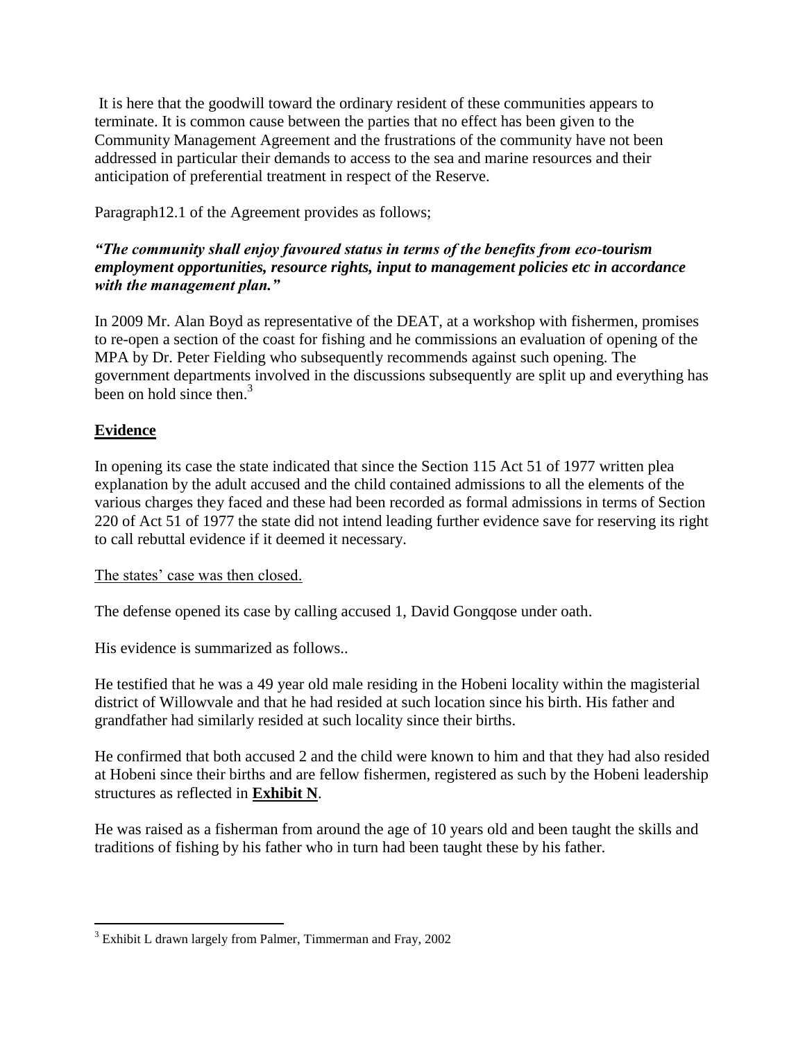It is here that the goodwill toward the ordinary resident of these communities appears to terminate. It is common cause between the parties that no effect has been given to the Community Management Agreement and the frustrations of the community have not been addressed in particular their demands to access to the sea and marine resources and their anticipation of preferential treatment in respect of the Reserve.

Paragraph12.1 of the Agreement provides as follows;

***"The community shall enjoy favoured status in terms of the benefits from eco-tourism employment opportunities, resource rights, input to management policies etc in accordance with the management plan."***

In 2009 Mr. Alan Boyd as representative of the DEAT, at a workshop with fishermen, promises to re-open a section of the coast for fishing and he commissions an evaluation of opening of the MPA by Dr. Peter Fielding who subsequently recommends against such opening. The government departments involved in the discussions subsequently are split up and everything has been on hold since then.[3]

## Evidence

In opening its case the state indicated that since the Section 115 Act 51 of 1977 written plea explanation by the adult accused and the child contained admissions to all the elements of the various charges they faced and these had been recorded as formal admissions in terms of Section 220 of Act 51 of 1977 the state did not intend leading further evidence save for reserving its right to call rebuttal evidence if it deemed it necessary.

<u>The states' case was then closed.</u>

The defense opened its case by calling accused 1, David Gongqose under oath.

His evidence is summarized as follows..

He testified that he was a 49 year old male residing in the Hobeni locality within the magisterial district of Willowvale and that he had resided at such location since his birth. His father and grandfather had similarly resided at such locality since their births.

He confirmed that both accused 2 and the child were known to him and that they had also resided at Hobeni since their births and are fellow fishermen, registered as such by the Hobeni leadership structures as reflected in **Exhibit N**.

He was raised as a fisherman from around the age of 10 years old and been taught the skills and traditions of fishing by his father who in turn had been taught these by his father.

---

[3] Exhibit L drawn largely from Palmer, Timmerman and Fray, 2002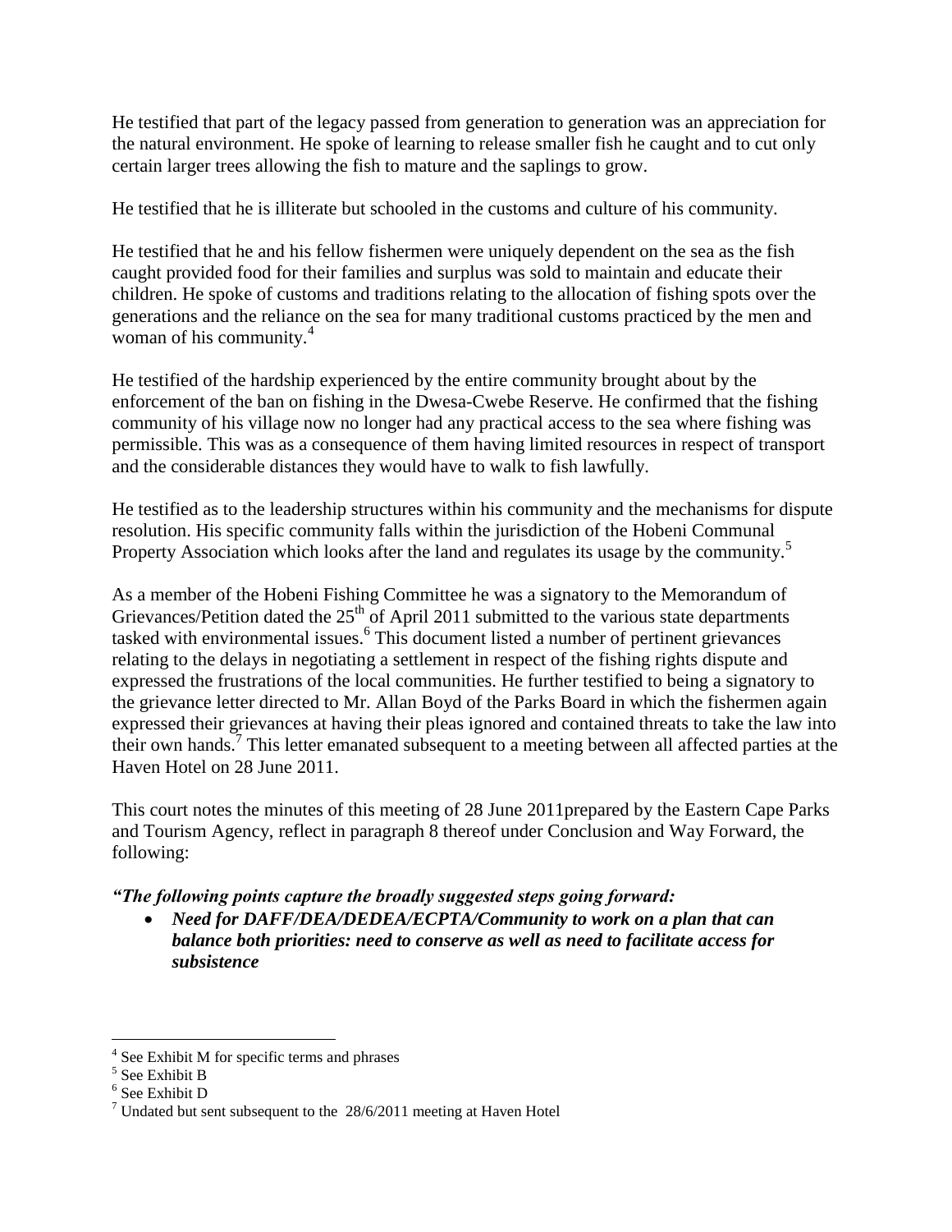He testified that part of the legacy passed from generation to generation was an appreciation for the natural environment. He spoke of learning to release smaller fish he caught and to cut only certain larger trees allowing the fish to mature and the saplings to grow.

He testified that he is illiterate but schooled in the customs and culture of his community.

He testified that he and his fellow fishermen were uniquely dependent on the sea as the fish caught provided food for their families and surplus was sold to maintain and educate their children. He spoke of customs and traditions relating to the allocation of fishing spots over the generations and the reliance on the sea for many traditional customs practiced by the men and woman of his community.[4]

He testified of the hardship experienced by the entire community brought about by the enforcement of the ban on fishing in the Dwesa-Cwebe Reserve. He confirmed that the fishing community of his village now no longer had any practical access to the sea where fishing was permissible. This was as a consequence of them having limited resources in respect of transport and the considerable distances they would have to walk to fish lawfully.

He testified as to the leadership structures within his community and the mechanisms for dispute resolution. His specific community falls within the jurisdiction of the Hobeni Communal Property Association which looks after the land and regulates its usage by the community.[5]

As a member of the Hobeni Fishing Committee he was a signatory to the Memorandum of Grievances/Petition dated the 25th of April 2011 submitted to the various state departments tasked with environmental issues.[6] This document listed a number of pertinent grievances relating to the delays in negotiating a settlement in respect of the fishing rights dispute and expressed the frustrations of the local communities. He further testified to being a signatory to the grievance letter directed to Mr. Allan Boyd of the Parks Board in which the fishermen again expressed their grievances at having their pleas ignored and contained threats to take the law into their own hands.[7] This letter emanated subsequent to a meeting between all affected parties at the Haven Hotel on 28 June 2011.

This court notes the minutes of this meeting of 28 June 2011prepared by the Eastern Cape Parks and Tourism Agency, reflect in paragraph 8 thereof under Conclusion and Way Forward, the following:

***"The following points capture the broadly suggested steps going forward:***

- ***Need for DAFF/DEA/DEDEA/ECPTA/Community to work on a plan that can balance both priorities: need to conserve as well as need to facilitate access for subsistence***

---

[4] See Exhibit M for specific terms and phrases

[5] See Exhibit B

[6] See Exhibit D

[7] Undated but sent subsequent to the 28/6/2011 meeting at Haven Hotel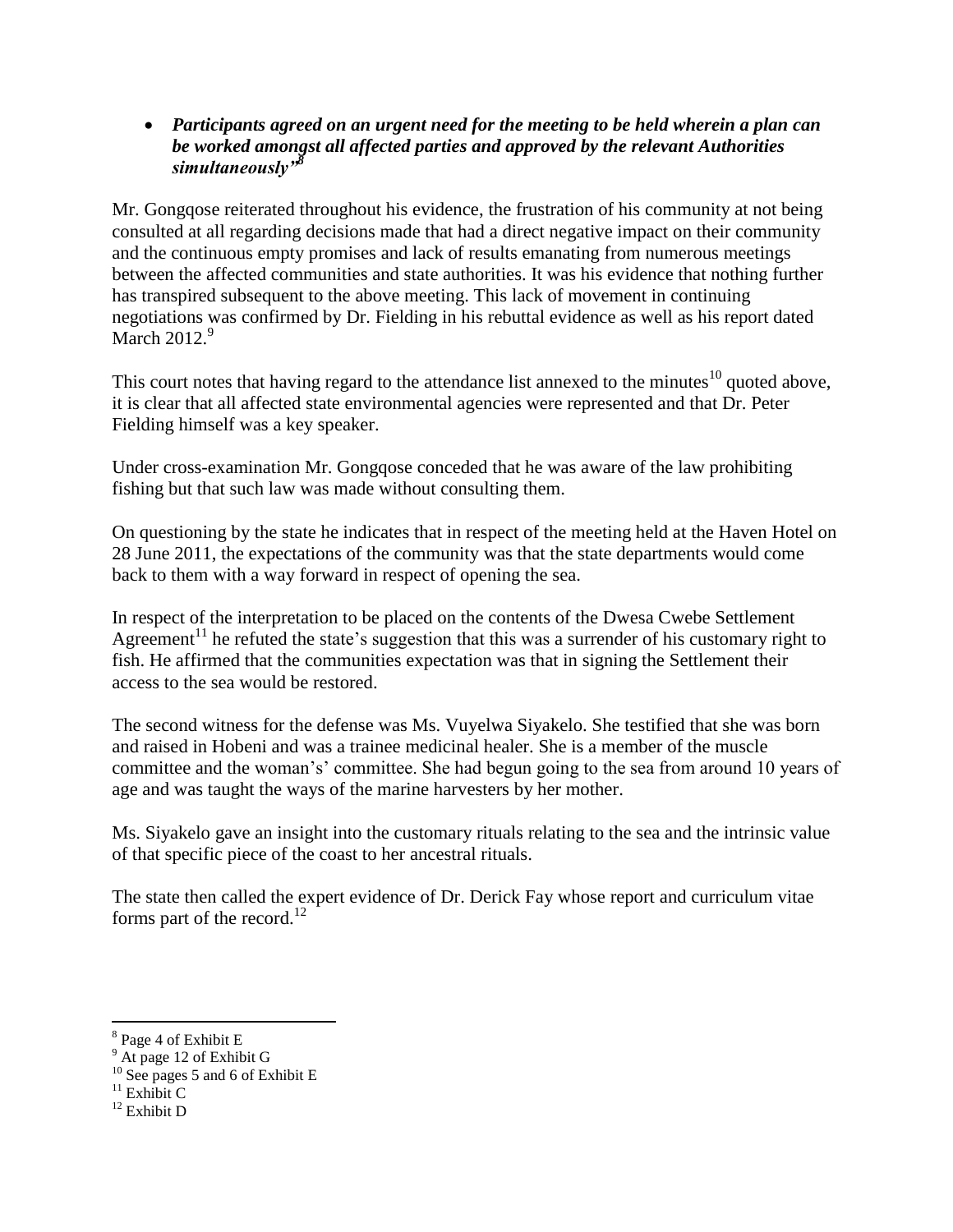- ***Participants agreed on an urgent need for the meeting to be held wherein a plan can be worked amongst all affected parties and approved by the relevant Authorities simultaneously"***[8]

Mr. Gongqose reiterated throughout his evidence, the frustration of his community at not being consulted at all regarding decisions made that had a direct negative impact on their community and the continuous empty promises and lack of results emanating from numerous meetings between the affected communities and state authorities. It was his evidence that nothing further has transpired subsequent to the above meeting. This lack of movement in continuing negotiations was confirmed by Dr. Fielding in his rebuttal evidence as well as his report dated March 2012.[9]

This court notes that having regard to the attendance list annexed to the minutes[10] quoted above, it is clear that all affected state environmental agencies were represented and that Dr. Peter Fielding himself was a key speaker.

Under cross-examination Mr. Gongqose conceded that he was aware of the law prohibiting fishing but that such law was made without consulting them.

On questioning by the state he indicates that in respect of the meeting held at the Haven Hotel on 28 June 2011, the expectations of the community was that the state departments would come back to them with a way forward in respect of opening the sea.

In respect of the interpretation to be placed on the contents of the Dwesa Cwebe Settlement Agreement[11] he refuted the state's suggestion that this was a surrender of his customary right to fish. He affirmed that the communities expectation was that in signing the Settlement their access to the sea would be restored.

The second witness for the defense was Ms. Vuyelwa Siyakelo. She testified that she was born and raised in Hobeni and was a trainee medicinal healer. She is a member of the muscle committee and the woman's' committee. She had begun going to the sea from around 10 years of age and was taught the ways of the marine harvesters by her mother.

Ms. Siyakelo gave an insight into the customary rituals relating to the sea and the intrinsic value of that specific piece of the coast to her ancestral rituals.

The state then called the expert evidence of Dr. Derick Fay whose report and curriculum vitae forms part of the record.[12]

---

[8] Page 4 of Exhibit E

[9] At page 12 of Exhibit G

[10] See pages 5 and 6 of Exhibit E

[11] Exhibit C

[12] Exhibit D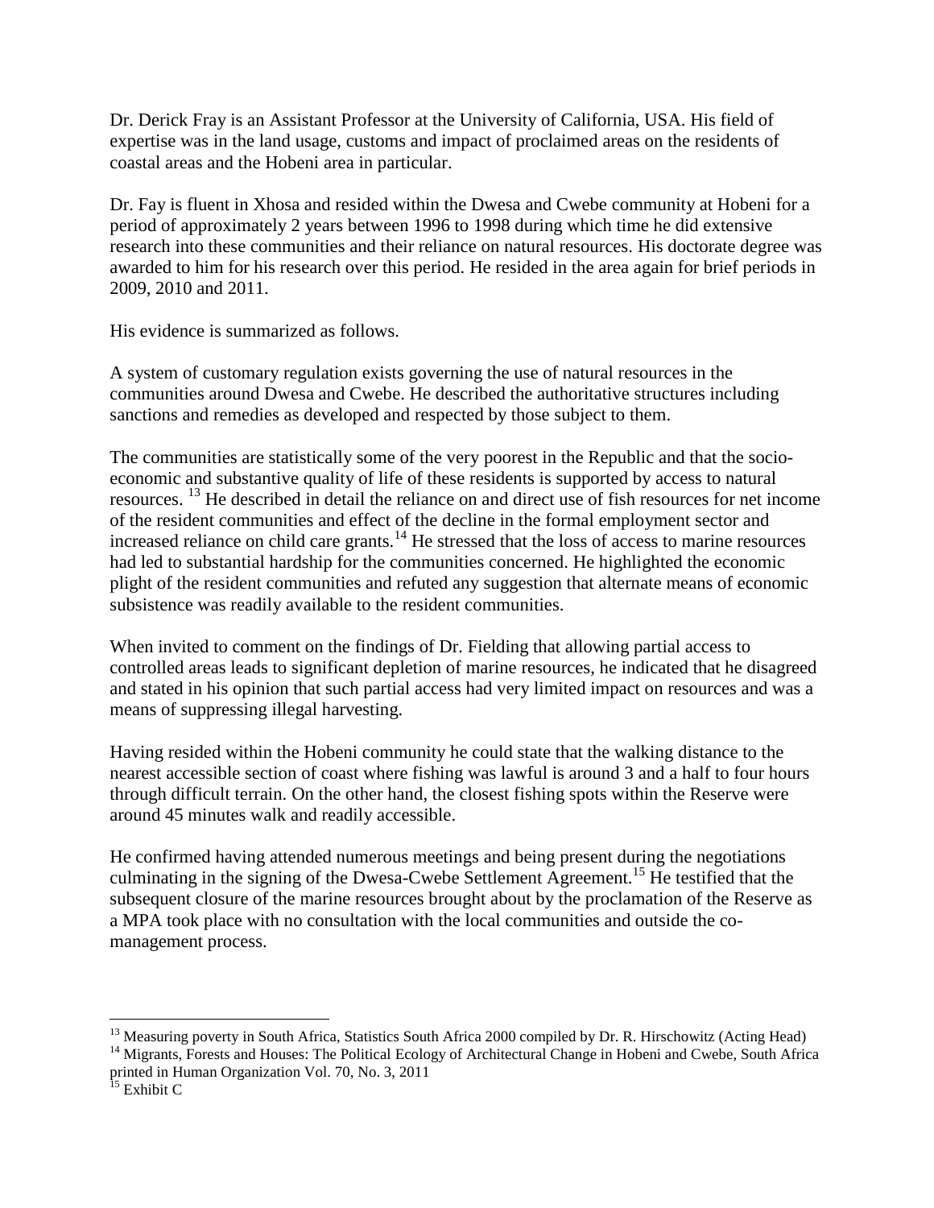Dr. Derick Fray is an Assistant Professor at the University of California, USA. His field of expertise was in the land usage, customs and impact of proclaimed areas on the residents of coastal areas and the Hobeni area in particular.

Dr. Fay is fluent in Xhosa and resided within the Dwesa and Cwebe community at Hobeni for a period of approximately 2 years between 1996 to 1998 during which time he did extensive research into these communities and their reliance on natural resources. His doctorate degree was awarded to him for his research over this period. He resided in the area again for brief periods in 2009, 2010 and 2011.

His evidence is summarized as follows.

A system of customary regulation exists governing the use of natural resources in the communities around Dwesa and Cwebe. He described the authoritative structures including sanctions and remedies as developed and respected by those subject to them.

The communities are statistically some of the very poorest in the Republic and that the socio-economic and substantive quality of life of these residents is supported by access to natural resources. [13] He described in detail the reliance on and direct use of fish resources for net income of the resident communities and effect of the decline in the formal employment sector and increased reliance on child care grants.[14] He stressed that the loss of access to marine resources had led to substantial hardship for the communities concerned. He highlighted the economic plight of the resident communities and refuted any suggestion that alternate means of economic subsistence was readily available to the resident communities.

When invited to comment on the findings of Dr. Fielding that allowing partial access to controlled areas leads to significant depletion of marine resources, he indicated that he disagreed and stated in his opinion that such partial access had very limited impact on resources and was a means of suppressing illegal harvesting.

Having resided within the Hobeni community he could state that the walking distance to the nearest accessible section of coast where fishing was lawful is around 3 and a half to four hours through difficult terrain. On the other hand, the closest fishing spots within the Reserve were around 45 minutes walk and readily accessible.

He confirmed having attended numerous meetings and being present during the negotiations culminating in the signing of the Dwesa-Cwebe Settlement Agreement.[15] He testified that the subsequent closure of the marine resources brought about by the proclamation of the Reserve as a MPA took place with no consultation with the local communities and outside the co-management process.

---

[13] Measuring poverty in South Africa, Statistics South Africa 2000 compiled by Dr. R. Hirschowitz (Acting Head)

[14] Migrants, Forests and Houses: The Political Ecology of Architectural Change in Hobeni and Cwebe, South Africa printed in Human Organization Vol. 70, No. 3, 2011

[15] Exhibit C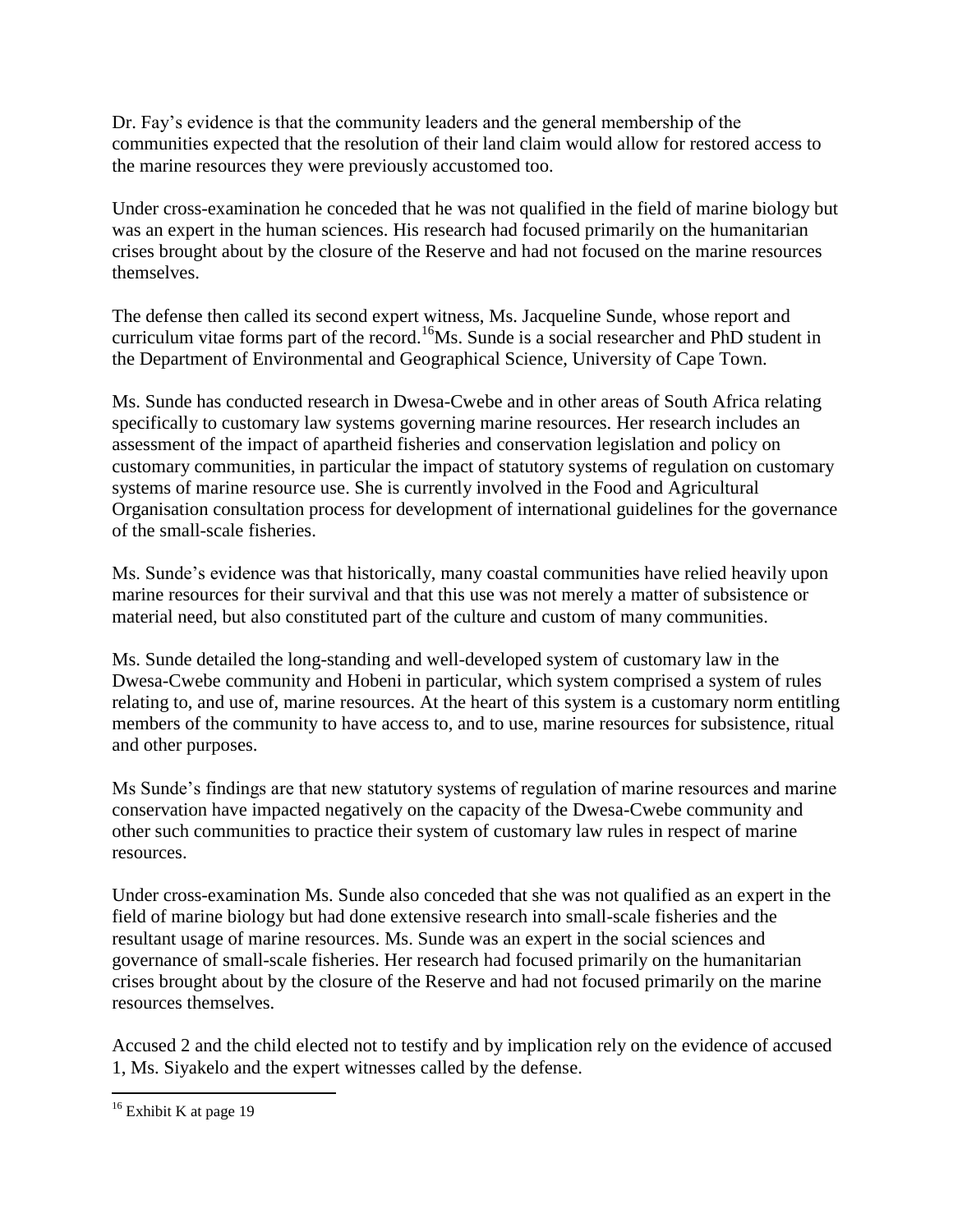Dr. Fay's evidence is that the community leaders and the general membership of the communities expected that the resolution of their land claim would allow for restored access to the marine resources they were previously accustomed too.

Under cross-examination he conceded that he was not qualified in the field of marine biology but was an expert in the human sciences. His research had focused primarily on the humanitarian crises brought about by the closure of the Reserve and had not focused on the marine resources themselves.

The defense then called its second expert witness, Ms. Jacqueline Sunde, whose report and curriculum vitae forms part of the record.[16] Ms. Sunde is a social researcher and PhD student in the Department of Environmental and Geographical Science, University of Cape Town.

Ms. Sunde has conducted research in Dwesa-Cwebe and in other areas of South Africa relating specifically to customary law systems governing marine resources. Her research includes an assessment of the impact of apartheid fisheries and conservation legislation and policy on customary communities, in particular the impact of statutory systems of regulation on customary systems of marine resource use. She is currently involved in the Food and Agricultural Organisation consultation process for development of international guidelines for the governance of the small-scale fisheries.

Ms. Sunde's evidence was that historically, many coastal communities have relied heavily upon marine resources for their survival and that this use was not merely a matter of subsistence or material need, but also constituted part of the culture and custom of many communities.

Ms. Sunde detailed the long-standing and well-developed system of customary law in the Dwesa-Cwebe community and Hobeni in particular, which system comprised a system of rules relating to, and use of, marine resources. At the heart of this system is a customary norm entitling members of the community to have access to, and to use, marine resources for subsistence, ritual and other purposes.

Ms Sunde's findings are that new statutory systems of regulation of marine resources and marine conservation have impacted negatively on the capacity of the Dwesa-Cwebe community and other such communities to practice their system of customary law rules in respect of marine resources.

Under cross-examination Ms. Sunde also conceded that she was not qualified as an expert in the field of marine biology but had done extensive research into small-scale fisheries and the resultant usage of marine resources. Ms. Sunde was an expert in the social sciences and governance of small-scale fisheries. Her research had focused primarily on the humanitarian crises brought about by the closure of the Reserve and had not focused primarily on the marine resources themselves.

Accused 2 and the child elected not to testify and by implication rely on the evidence of accused 1, Ms. Siyakelo and the expert witnesses called by the defense.

---

[16] Exhibit K at page 19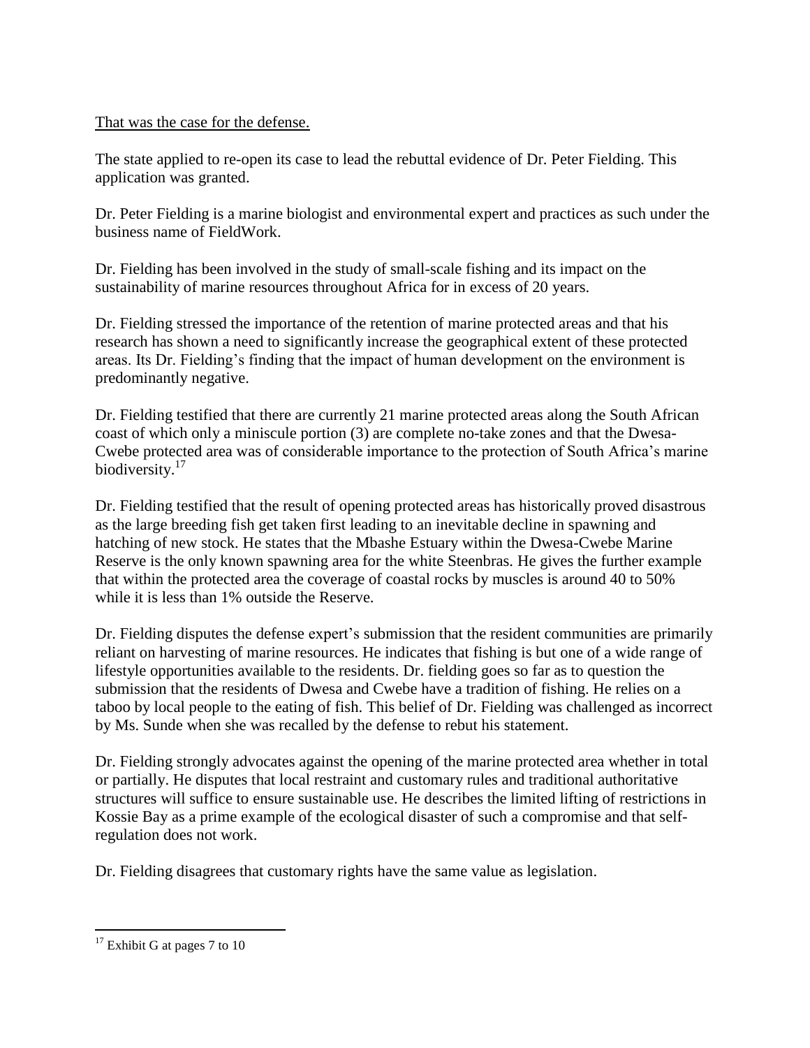That was the case for the defense.

The state applied to re-open its case to lead the rebuttal evidence of Dr. Peter Fielding. This application was granted.

Dr. Peter Fielding is a marine biologist and environmental expert and practices as such under the business name of FieldWork.

Dr. Fielding has been involved in the study of small-scale fishing and its impact on the sustainability of marine resources throughout Africa for in excess of 20 years.

Dr. Fielding stressed the importance of the retention of marine protected areas and that his research has shown a need to significantly increase the geographical extent of these protected areas. Its Dr. Fielding's finding that the impact of human development on the environment is predominantly negative.

Dr. Fielding testified that there are currently 21 marine protected areas along the South African coast of which only a miniscule portion (3) are complete no-take zones and that the Dwesa-Cwebe protected area was of considerable importance to the protection of South Africa's marine biodiversity.[17]

Dr. Fielding testified that the result of opening protected areas has historically proved disastrous as the large breeding fish get taken first leading to an inevitable decline in spawning and hatching of new stock. He states that the Mbashe Estuary within the Dwesa-Cwebe Marine Reserve is the only known spawning area for the white Steenbras. He gives the further example that within the protected area the coverage of coastal rocks by muscles is around 40 to 50% while it is less than 1% outside the Reserve.

Dr. Fielding disputes the defense expert's submission that the resident communities are primarily reliant on harvesting of marine resources. He indicates that fishing is but one of a wide range of lifestyle opportunities available to the residents. Dr. fielding goes so far as to question the submission that the residents of Dwesa and Cwebe have a tradition of fishing. He relies on a taboo by local people to the eating of fish. This belief of Dr. Fielding was challenged as incorrect by Ms. Sunde when she was recalled by the defense to rebut his statement.

Dr. Fielding strongly advocates against the opening of the marine protected area whether in total or partially. He disputes that local restraint and customary rules and traditional authoritative structures will suffice to ensure sustainable use. He describes the limited lifting of restrictions in Kossie Bay as a prime example of the ecological disaster of such a compromise and that self-regulation does not work.

Dr. Fielding disagrees that customary rights have the same value as legislation.

---

[17] Exhibit G at pages 7 to 10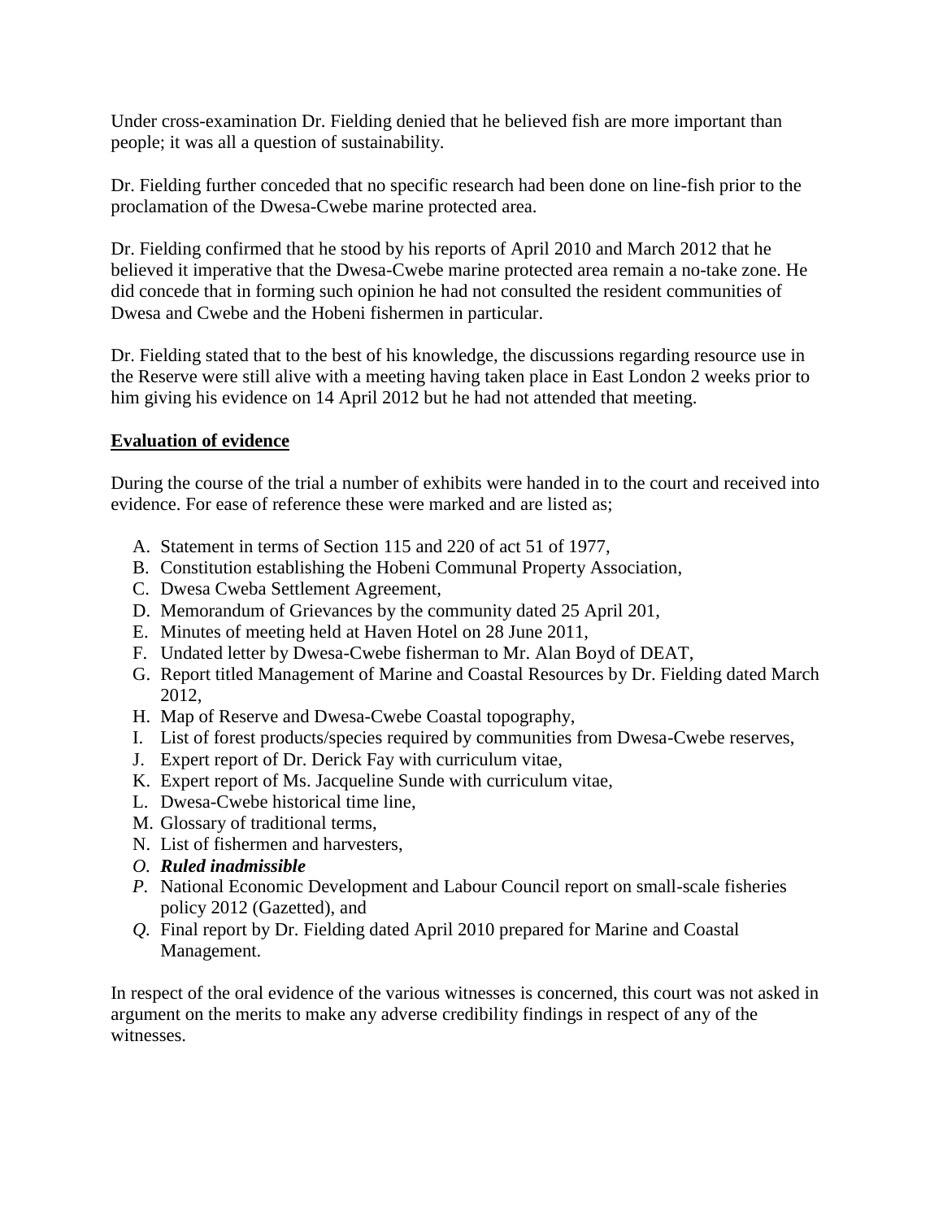Under cross-examination Dr. Fielding denied that he believed fish are more important than people; it was all a question of sustainability.

Dr. Fielding further conceded that no specific research had been done on line-fish prior to the proclamation of the Dwesa-Cwebe marine protected area.

Dr. Fielding confirmed that he stood by his reports of April 2010 and March 2012 that he believed it imperative that the Dwesa-Cwebe marine protected area remain a no-take zone. He did concede that in forming such opinion he had not consulted the resident communities of Dwesa and Cwebe and the Hobeni fishermen in particular.

Dr. Fielding stated that to the best of his knowledge, the discussions regarding resource use in the Reserve were still alive with a meeting having taken place in East London 2 weeks prior to him giving his evidence on 14 April 2012 but he had not attended that meeting.

**Evaluation of evidence**

During the course of the trial a number of exhibits were handed in to the court and received into evidence. For ease of reference these were marked and are listed as;

A. Statement in terms of Section 115 and 220 of act 51 of 1977,
B. Constitution establishing the Hobeni Communal Property Association,
C. Dwesa Cweba Settlement Agreement,
D. Memorandum of Grievances by the community dated 25 April 201,
E. Minutes of meeting held at Haven Hotel on 28 June 2011,
F. Undated letter by Dwesa-Cwebe fisherman to Mr. Alan Boyd of DEAT,
G. Report titled Management of Marine and Coastal Resources by Dr. Fielding dated March 2012,
H. Map of Reserve and Dwesa-Cwebe Coastal topography,
I. List of forest products/species required by communities from Dwesa-Cwebe reserves,
J. Expert report of Dr. Derick Fay with curriculum vitae,
K. Expert report of Ms. Jacqueline Sunde with curriculum vitae,
L. Dwesa-Cwebe historical time line,
M. Glossary of traditional terms,
N. List of fishermen and harvesters,
*O.* ***Ruled inadmissible***
*P.* National Economic Development and Labour Council report on small-scale fisheries policy 2012 (Gazetted), and
*Q.* Final report by Dr. Fielding dated April 2010 prepared for Marine and Coastal Management.

In respect of the oral evidence of the various witnesses is concerned, this court was not asked in argument on the merits to make any adverse credibility findings in respect of any of the witnesses.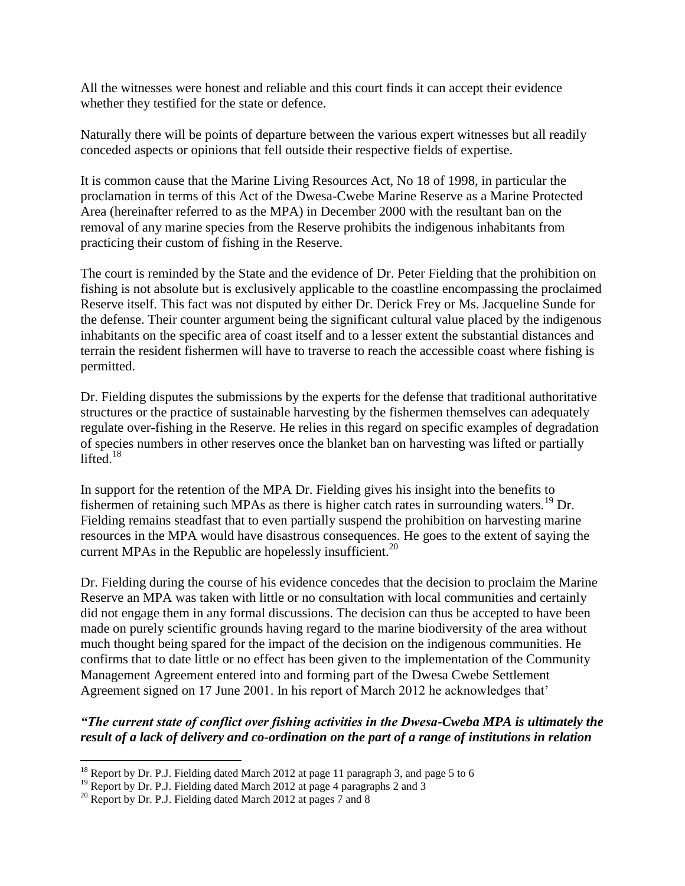All the witnesses were honest and reliable and this court finds it can accept their evidence whether they testified for the state or defence.

Naturally there will be points of departure between the various expert witnesses but all readily conceded aspects or opinions that fell outside their respective fields of expertise.

It is common cause that the Marine Living Resources Act, No 18 of 1998, in particular the proclamation in terms of this Act of the Dwesa-Cwebe Marine Reserve as a Marine Protected Area (hereinafter referred to as the MPA) in December 2000 with the resultant ban on the removal of any marine species from the Reserve prohibits the indigenous inhabitants from practicing their custom of fishing in the Reserve.

The court is reminded by the State and the evidence of Dr. Peter Fielding that the prohibition on fishing is not absolute but is exclusively applicable to the coastline encompassing the proclaimed Reserve itself. This fact was not disputed by either Dr. Derick Frey or Ms. Jacqueline Sunde for the defense. Their counter argument being the significant cultural value placed by the indigenous inhabitants on the specific area of coast itself and to a lesser extent the substantial distances and terrain the resident fishermen will have to traverse to reach the accessible coast where fishing is permitted.

Dr. Fielding disputes the submissions by the experts for the defense that traditional authoritative structures or the practice of sustainable harvesting by the fishermen themselves can adequately regulate over-fishing in the Reserve. He relies in this regard on specific examples of degradation of species numbers in other reserves once the blanket ban on harvesting was lifted or partially lifted.[18]

In support for the retention of the MPA Dr. Fielding gives his insight into the benefits to fishermen of retaining such MPAs as there is higher catch rates in surrounding waters.[19] Dr. Fielding remains steadfast that to even partially suspend the prohibition on harvesting marine resources in the MPA would have disastrous consequences. He goes to the extent of saying the current MPAs in the Republic are hopelessly insufficient.[20]

Dr. Fielding during the course of his evidence concedes that the decision to proclaim the Marine Reserve an MPA was taken with little or no consultation with local communities and certainly did not engage them in any formal discussions. The decision can thus be accepted to have been made on purely scientific grounds having regard to the marine biodiversity of the area without much thought being spared for the impact of the decision on the indigenous communities. He confirms that to date little or no effect has been given to the implementation of the Community Management Agreement entered into and forming part of the Dwesa Cwebe Settlement Agreement signed on 17 June 2001. In his report of March 2012 he acknowledges that'

***"The current state of conflict over fishing activities in the Dwesa-Cweba MPA is ultimately the result of a lack of delivery and co-ordination on the part of a range of institutions in relation***

---

[18] Report by Dr. P.J. Fielding dated March 2012 at page 11 paragraph 3, and page 5 to 6

[19] Report by Dr. P.J. Fielding dated March 2012 at page 4 paragraphs 2 and 3

[20] Report by Dr. P.J. Fielding dated March 2012 at pages 7 and 8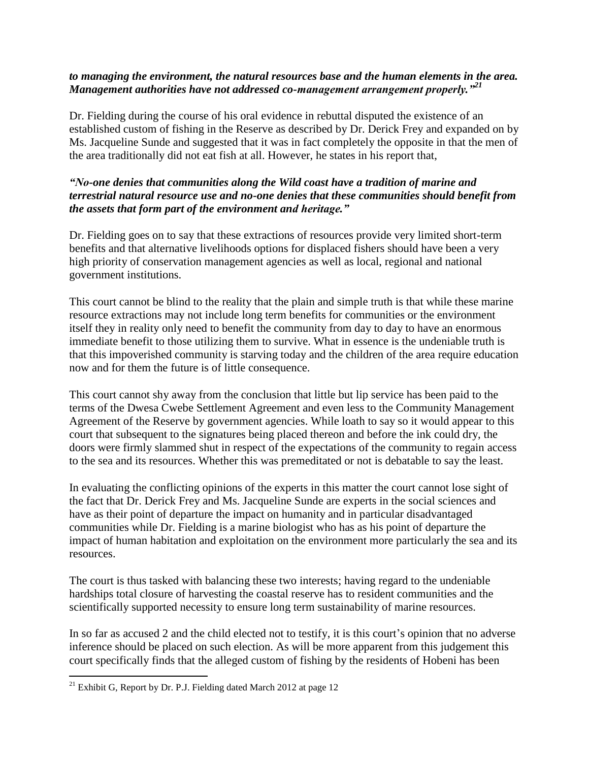***to managing the environment, the natural resources base and the human elements in the area. Management authorities have not addressed co-management arrangement properly."***[21]

Dr. Fielding during the course of his oral evidence in rebuttal disputed the existence of an established custom of fishing in the Reserve as described by Dr. Derick Frey and expanded on by Ms. Jacqueline Sunde and suggested that it was in fact completely the opposite in that the men of the area traditionally did not eat fish at all. However, he states in his report that,

***"No-one denies that communities along the Wild coast have a tradition of marine and terrestrial natural resource use and no-one denies that these communities should benefit from the assets that form part of the environment and heritage."***

Dr. Fielding goes on to say that these extractions of resources provide very limited short-term benefits and that alternative livelihoods options for displaced fishers should have been a very high priority of conservation management agencies as well as local, regional and national government institutions.

This court cannot be blind to the reality that the plain and simple truth is that while these marine resource extractions may not include long term benefits for communities or the environment itself they in reality only need to benefit the community from day to day to have an enormous immediate benefit to those utilizing them to survive. What in essence is the undeniable truth is that this impoverished community is starving today and the children of the area require education now and for them the future is of little consequence.

This court cannot shy away from the conclusion that little but lip service has been paid to the terms of the Dwesa Cwebe Settlement Agreement and even less to the Community Management Agreement of the Reserve by government agencies. While loath to say so it would appear to this court that subsequent to the signatures being placed thereon and before the ink could dry, the doors were firmly slammed shut in respect of the expectations of the community to regain access to the sea and its resources. Whether this was premeditated or not is debatable to say the least.

In evaluating the conflicting opinions of the experts in this matter the court cannot lose sight of the fact that Dr. Derick Frey and Ms. Jacqueline Sunde are experts in the social sciences and have as their point of departure the impact on humanity and in particular disadvantaged communities while Dr. Fielding is a marine biologist who has as his point of departure the impact of human habitation and exploitation on the environment more particularly the sea and its resources.

The court is thus tasked with balancing these two interests; having regard to the undeniable hardships total closure of harvesting the coastal reserve has to resident communities and the scientifically supported necessity to ensure long term sustainability of marine resources.

In so far as accused 2 and the child elected not to testify, it is this court's opinion that no adverse inference should be placed on such election. As will be more apparent from this judgement this court specifically finds that the alleged custom of fishing by the residents of Hobeni has been

---

[21] Exhibit G, Report by Dr. P.J. Fielding dated March 2012 at page 12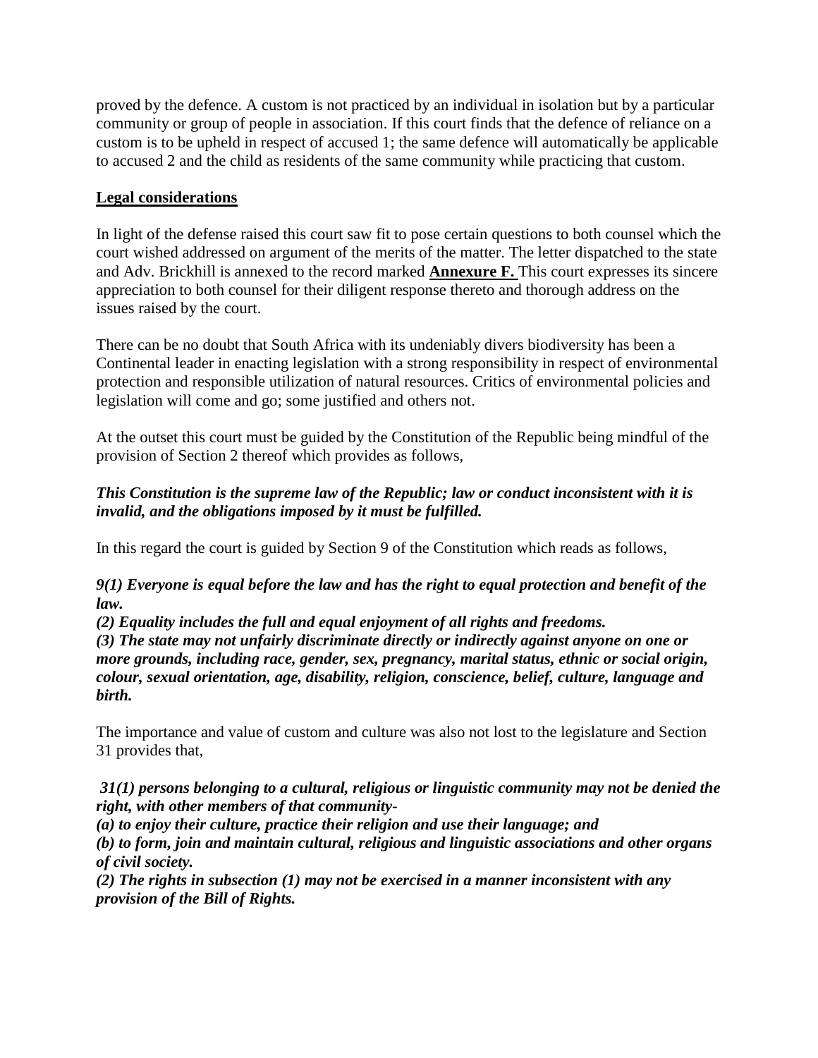proved by the defence. A custom is not practiced by an individual in isolation but by a particular community or group of people in association. If this court finds that the defence of reliance on a custom is to be upheld in respect of accused 1; the same defence will automatically be applicable to accused 2 and the child as residents of the same community while practicing that custom.

## Legal considerations

In light of the defense raised this court saw fit to pose certain questions to both counsel which the court wished addressed on argument of the merits of the matter. The letter dispatched to the state and Adv. Brickhill is annexed to the record marked **Annexure F.** This court expresses its sincere appreciation to both counsel for their diligent response thereto and thorough address on the issues raised by the court.

There can be no doubt that South Africa with its undeniably divers biodiversity has been a Continental leader in enacting legislation with a strong responsibility in respect of environmental protection and responsible utilization of natural resources. Critics of environmental policies and legislation will come and go; some justified and others not.

At the outset this court must be guided by the Constitution of the Republic being mindful of the provision of Section 2 thereof which provides as follows,

***This Constitution is the supreme law of the Republic; law or conduct inconsistent with it is invalid, and the obligations imposed by it must be fulfilled.***

In this regard the court is guided by Section 9 of the Constitution which reads as follows,

***9(1) Everyone is equal before the law and has the right to equal protection and benefit of the law.***
***(2) Equality includes the full and equal enjoyment of all rights and freedoms.***
***(3) The state may not unfairly discriminate directly or indirectly against anyone on one or more grounds, including race, gender, sex, pregnancy, marital status, ethnic or social origin, colour, sexual orientation, age, disability, religion, conscience, belief, culture, language and birth.***

The importance and value of custom and culture was also not lost to the legislature and Section 31 provides that,

***31(1) persons belonging to a cultural, religious or linguistic community may not be denied the right, with other members of that community-***
***(a) to enjoy their culture, practice their religion and use their language; and***
***(b) to form, join and maintain cultural, religious and linguistic associations and other organs of civil society.***
***(2) The rights in subsection (1) may not be exercised in a manner inconsistent with any provision of the Bill of Rights.***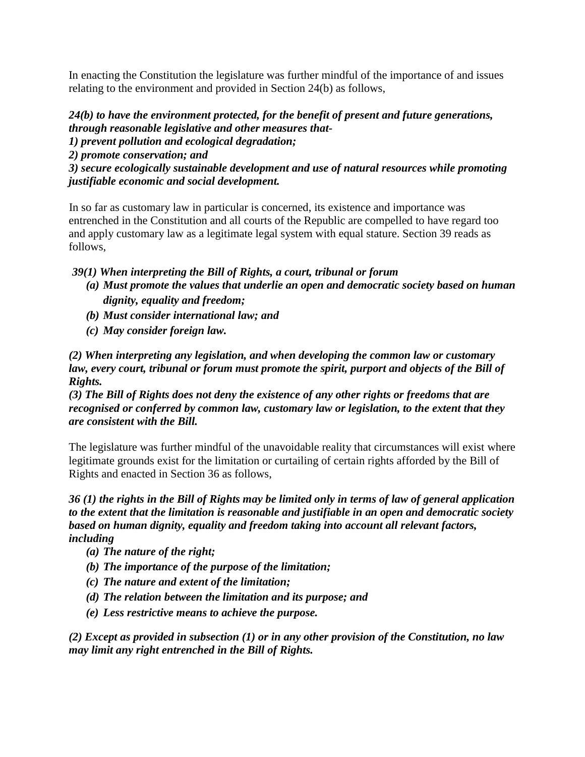In enacting the Constitution the legislature was further mindful of the importance of and issues relating to the environment and provided in Section 24(b) as follows,

***24(b) to have the environment protected, for the benefit of present and future generations, through reasonable legislative and other measures that-***
***1) prevent pollution and ecological degradation;***
***2) promote conservation; and***
***3) secure ecologically sustainable development and use of natural resources while promoting justifiable economic and social development.***

In so far as customary law in particular is concerned, its existence and importance was entrenched in the Constitution and all courts of the Republic are compelled to have regard too and apply customary law as a legitimate legal system with equal stature. Section 39 reads as follows,

***39(1) When interpreting the Bill of Rights, a court, tribunal or forum***

- ***(a) Must promote the values that underlie an open and democratic society based on human dignity, equality and freedom;***
- ***(b) Must consider international law; and***
- ***(c) May consider foreign law.***

***(2) When interpreting any legislation, and when developing the common law or customary law, every court, tribunal or forum must promote the spirit, purport and objects of the Bill of Rights.***
***(3) The Bill of Rights does not deny the existence of any other rights or freedoms that are recognised or conferred by common law, customary law or legislation, to the extent that they are consistent with the Bill.***

The legislature was further mindful of the unavoidable reality that circumstances will exist where legitimate grounds exist for the limitation or curtailing of certain rights afforded by the Bill of Rights and enacted in Section 36 as follows,

***36 (1) the rights in the Bill of Rights may be limited only in terms of law of general application to the extent that the limitation is reasonable and justifiable in an open and democratic society based on human dignity, equality and freedom taking into account all relevant factors, including***

- ***(a) The nature of the right;***
- ***(b) The importance of the purpose of the limitation;***
- ***(c) The nature and extent of the limitation;***
- ***(d) The relation between the limitation and its purpose; and***
- ***(e) Less restrictive means to achieve the purpose.***

***(2) Except as provided in subsection (1) or in any other provision of the Constitution, no law may limit any right entrenched in the Bill of Rights.***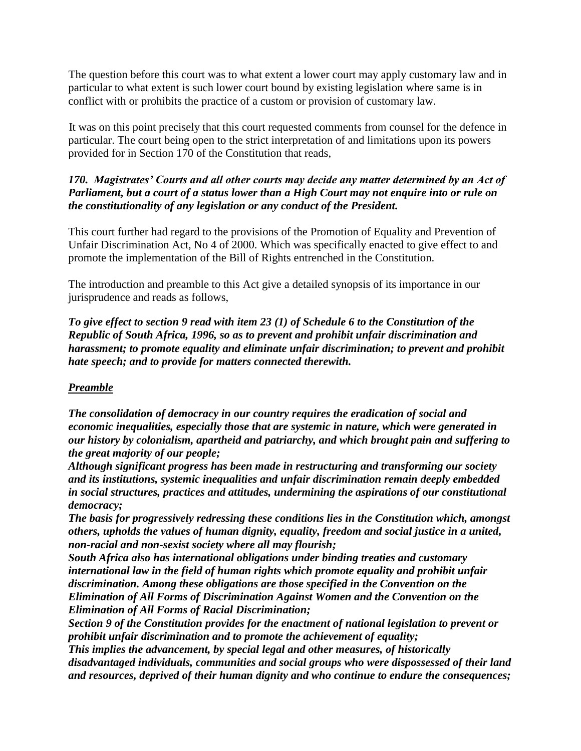The question before this court was to what extent a lower court may apply customary law and in particular to what extent is such lower court bound by existing legislation where same is in conflict with or prohibits the practice of a custom or provision of customary law.

It was on this point precisely that this court requested comments from counsel for the defence in particular. The court being open to the strict interpretation of and limitations upon its powers provided for in Section 170 of the Constitution that reads,

***170. Magistrates' Courts and all other courts may decide any matter determined by an Act of Parliament, but a court of a status lower than a High Court may not enquire into or rule on the constitutionality of any legislation or any conduct of the President.***

This court further had regard to the provisions of the Promotion of Equality and Prevention of Unfair Discrimination Act, No 4 of 2000. Which was specifically enacted to give effect to and promote the implementation of the Bill of Rights entrenched in the Constitution.

The introduction and preamble to this Act give a detailed synopsis of its importance in our jurisprudence and reads as follows,

***To give effect to section 9 read with item 23 (1) of Schedule 6 to the Constitution of the Republic of South Africa, 1996, so as to prevent and prohibit unfair discrimination and harassment; to promote equality and eliminate unfair discrimination; to prevent and prohibit hate speech; and to provide for matters connected therewith.***

***<u>Preamble</u>***

***The consolidation of democracy in our country requires the eradication of social and economic inequalities, especially those that are systemic in nature, which were generated in our history by colonialism, apartheid and patriarchy, and which brought pain and suffering to the great majority of our people;***
***Although significant progress has been made in restructuring and transforming our society and its institutions, systemic inequalities and unfair discrimination remain deeply embedded in social structures, practices and attitudes, undermining the aspirations of our constitutional democracy;***
***The basis for progressively redressing these conditions lies in the Constitution which, amongst others, upholds the values of human dignity, equality, freedom and social justice in a united, non-racial and non-sexist society where all may flourish;***
***South Africa also has international obligations under binding treaties and customary international law in the field of human rights which promote equality and prohibit unfair discrimination. Among these obligations are those specified in the Convention on the Elimination of All Forms of Discrimination Against Women and the Convention on the Elimination of All Forms of Racial Discrimination;***
***Section 9 of the Constitution provides for the enactment of national legislation to prevent or prohibit unfair discrimination and to promote the achievement of equality;***
***This implies the advancement, by special legal and other measures, of historically disadvantaged individuals, communities and social groups who were dispossessed of their land and resources, deprived of their human dignity and who continue to endure the consequences;***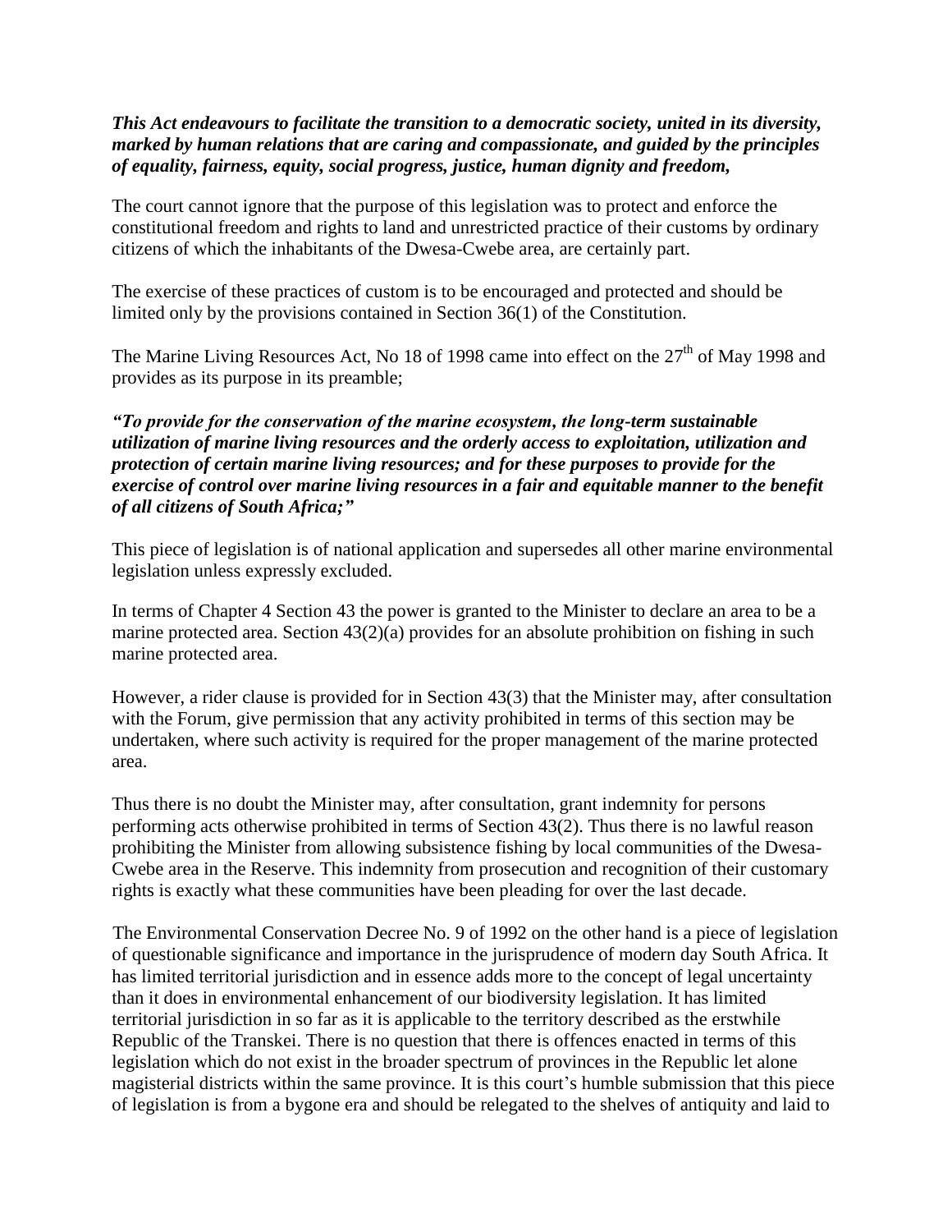***This Act endeavours to facilitate the transition to a democratic society, united in its diversity, marked by human relations that are caring and compassionate, and guided by the principles of equality, fairness, equity, social progress, justice, human dignity and freedom,***

The court cannot ignore that the purpose of this legislation was to protect and enforce the constitutional freedom and rights to land and unrestricted practice of their customs by ordinary citizens of which the inhabitants of the Dwesa-Cwebe area, are certainly part.

The exercise of these practices of custom is to be encouraged and protected and should be limited only by the provisions contained in Section 36(1) of the Constitution.

The Marine Living Resources Act, No 18 of 1998 came into effect on the 27th of May 1998 and provides as its purpose in its preamble;

***"To provide for the conservation of the marine ecosystem, the long-term sustainable utilization of marine living resources and the orderly access to exploitation, utilization and protection of certain marine living resources; and for these purposes to provide for the exercise of control over marine living resources in a fair and equitable manner to the benefit of all citizens of South Africa;"***

This piece of legislation is of national application and supersedes all other marine environmental legislation unless expressly excluded.

In terms of Chapter 4 Section 43 the power is granted to the Minister to declare an area to be a marine protected area. Section 43(2)(a) provides for an absolute prohibition on fishing in such marine protected area.

However, a rider clause is provided for in Section 43(3) that the Minister may, after consultation with the Forum, give permission that any activity prohibited in terms of this section may be undertaken, where such activity is required for the proper management of the marine protected area.

Thus there is no doubt the Minister may, after consultation, grant indemnity for persons performing acts otherwise prohibited in terms of Section 43(2). Thus there is no lawful reason prohibiting the Minister from allowing subsistence fishing by local communities of the Dwesa-Cwebe area in the Reserve. This indemnity from prosecution and recognition of their customary rights is exactly what these communities have been pleading for over the last decade.

The Environmental Conservation Decree No. 9 of 1992 on the other hand is a piece of legislation of questionable significance and importance in the jurisprudence of modern day South Africa. It has limited territorial jurisdiction and in essence adds more to the concept of legal uncertainty than it does in environmental enhancement of our biodiversity legislation. It has limited territorial jurisdiction in so far as it is applicable to the territory described as the erstwhile Republic of the Transkei. There is no question that there is offences enacted in terms of this legislation which do not exist in the broader spectrum of provinces in the Republic let alone magisterial districts within the same province. It is this court's humble submission that this piece of legislation is from a bygone era and should be relegated to the shelves of antiquity and laid to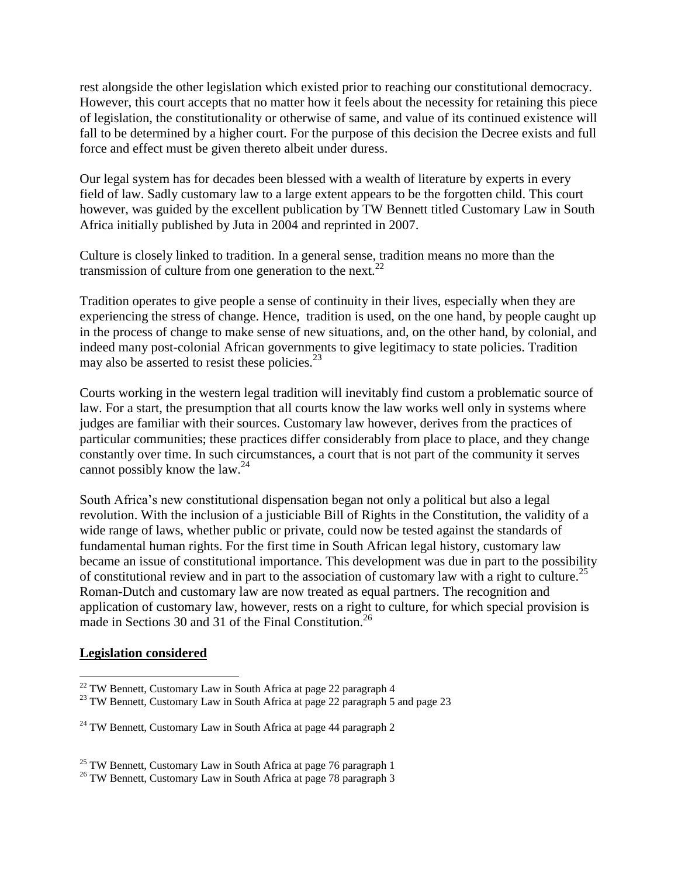rest alongside the other legislation which existed prior to reaching our constitutional democracy. However, this court accepts that no matter how it feels about the necessity for retaining this piece of legislation, the constitutionality or otherwise of same, and value of its continued existence will fall to be determined by a higher court. For the purpose of this decision the Decree exists and full force and effect must be given thereto albeit under duress.

Our legal system has for decades been blessed with a wealth of literature by experts in every field of law. Sadly customary law to a large extent appears to be the forgotten child. This court however, was guided by the excellent publication by TW Bennett titled Customary Law in South Africa initially published by Juta in 2004 and reprinted in 2007.

Culture is closely linked to tradition. In a general sense, tradition means no more than the transmission of culture from one generation to the next.[22]

Tradition operates to give people a sense of continuity in their lives, especially when they are experiencing the stress of change. Hence, tradition is used, on the one hand, by people caught up in the process of change to make sense of new situations, and, on the other hand, by colonial, and indeed many post-colonial African governments to give legitimacy to state policies. Tradition may also be asserted to resist these policies.[23]

Courts working in the western legal tradition will inevitably find custom a problematic source of law. For a start, the presumption that all courts know the law works well only in systems where judges are familiar with their sources. Customary law however, derives from the practices of particular communities; these practices differ considerably from place to place, and they change constantly over time. In such circumstances, a court that is not part of the community it serves cannot possibly know the law.[24]

South Africa's new constitutional dispensation began not only a political but also a legal revolution. With the inclusion of a justiciable Bill of Rights in the Constitution, the validity of a wide range of laws, whether public or private, could now be tested against the standards of fundamental human rights. For the first time in South African legal history, customary law became an issue of constitutional importance. This development was due in part to the possibility of constitutional review and in part to the association of customary law with a right to culture.[25] Roman-Dutch and customary law are now treated as equal partners. The recognition and application of customary law, however, rests on a right to culture, for which special provision is made in Sections 30 and 31 of the Final Constitution.[26]

**Legislation considered**

---

[22] TW Bennett, Customary Law in South Africa at page 22 paragraph 4

[23] TW Bennett, Customary Law in South Africa at page 22 paragraph 5 and page 23

[24] TW Bennett, Customary Law in South Africa at page 44 paragraph 2

[25] TW Bennett, Customary Law in South Africa at page 76 paragraph 1

[26] TW Bennett, Customary Law in South Africa at page 78 paragraph 3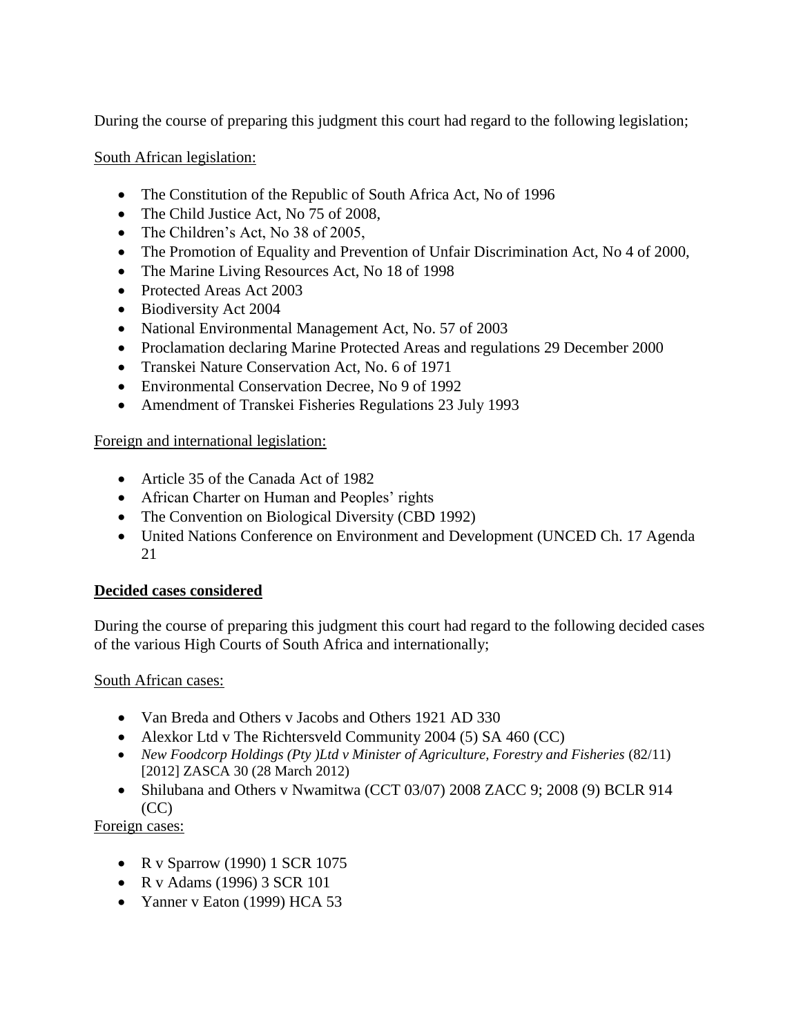During the course of preparing this judgment this court had regard to the following legislation;

South African legislation:

- The Constitution of the Republic of South Africa Act, No of 1996
- The Child Justice Act, No 75 of 2008,
- The Children's Act, No 38 of 2005,
- The Promotion of Equality and Prevention of Unfair Discrimination Act, No 4 of 2000,
- The Marine Living Resources Act, No 18 of 1998
- Protected Areas Act 2003
- Biodiversity Act 2004
- National Environmental Management Act, No. 57 of 2003
- Proclamation declaring Marine Protected Areas and regulations 29 December 2000
- Transkei Nature Conservation Act, No. 6 of 1971
- Environmental Conservation Decree, No 9 of 1992
- Amendment of Transkei Fisheries Regulations 23 July 1993

Foreign and international legislation:

- Article 35 of the Canada Act of 1982
- African Charter on Human and Peoples' rights
- The Convention on Biological Diversity (CBD 1992)
- United Nations Conference on Environment and Development (UNCED Ch. 17 Agenda 21

**Decided cases considered**

During the course of preparing this judgment this court had regard to the following decided cases of the various High Courts of South Africa and internationally;

South African cases:

- Van Breda and Others v Jacobs and Others 1921 AD 330
- Alexkor Ltd v The Richtersveld Community 2004 (5) SA 460 (CC)
- *New Foodcorp Holdings (Pty )Ltd v Minister of Agriculture, Forestry and Fisheries* (82/11) [2012] ZASCA 30 (28 March 2012)
- Shilubana and Others v Nwamitwa (CCT 03/07) 2008 ZACC 9; 2008 (9) BCLR 914 (CC)

Foreign cases:

- R v Sparrow (1990) 1 SCR 1075
- R v Adams (1996) 3 SCR 101
- Yanner v Eaton (1999) HCA 53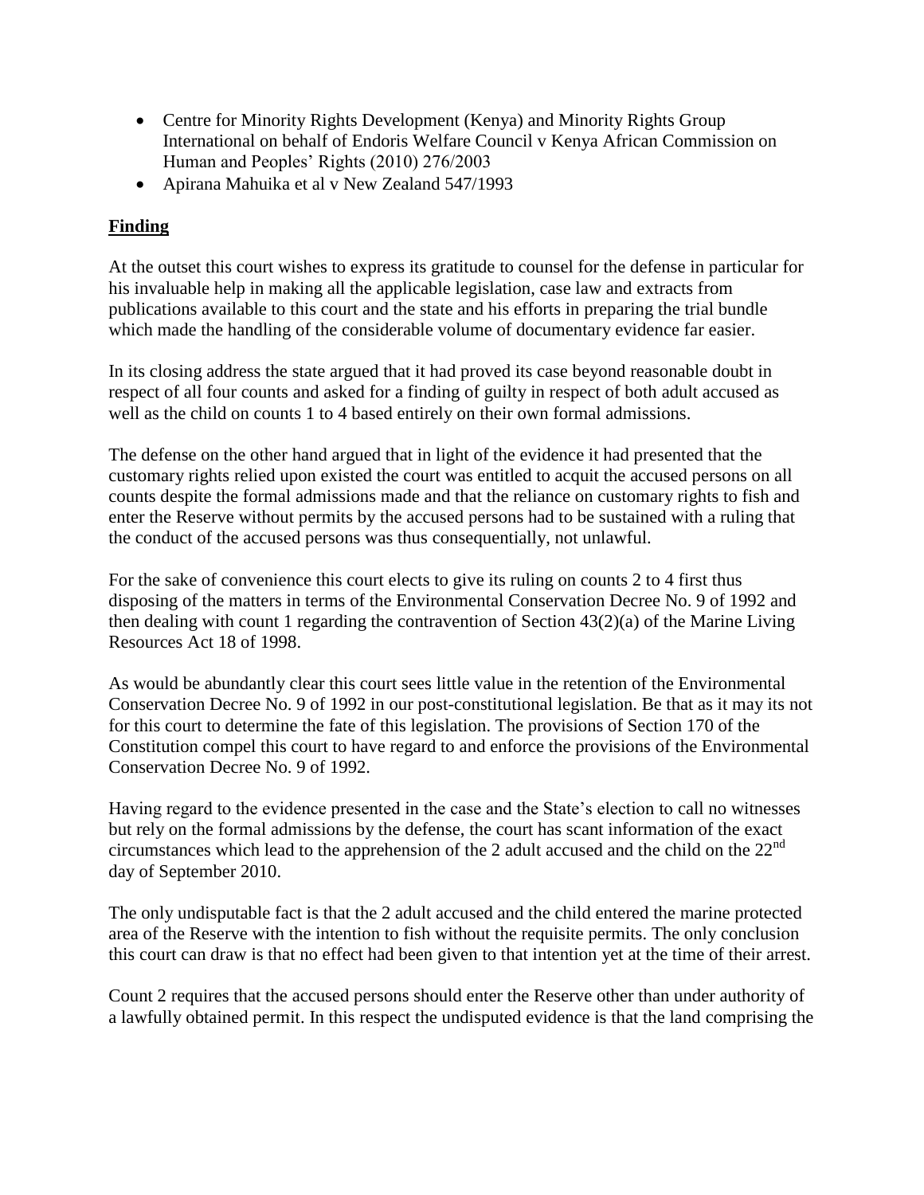- Centre for Minority Rights Development (Kenya) and Minority Rights Group International on behalf of Endoris Welfare Council v Kenya African Commission on Human and Peoples' Rights (2010) 276/2003
- Apirana Mahuika et al v New Zealand 547/1993

**Finding**

At the outset this court wishes to express its gratitude to counsel for the defense in particular for his invaluable help in making all the applicable legislation, case law and extracts from publications available to this court and the state and his efforts in preparing the trial bundle which made the handling of the considerable volume of documentary evidence far easier.

In its closing address the state argued that it had proved its case beyond reasonable doubt in respect of all four counts and asked for a finding of guilty in respect of both adult accused as well as the child on counts 1 to 4 based entirely on their own formal admissions.

The defense on the other hand argued that in light of the evidence it had presented that the customary rights relied upon existed the court was entitled to acquit the accused persons on all counts despite the formal admissions made and that the reliance on customary rights to fish and enter the Reserve without permits by the accused persons had to be sustained with a ruling that the conduct of the accused persons was thus consequentially, not unlawful.

For the sake of convenience this court elects to give its ruling on counts 2 to 4 first thus disposing of the matters in terms of the Environmental Conservation Decree No. 9 of 1992 and then dealing with count 1 regarding the contravention of Section 43(2)(a) of the Marine Living Resources Act 18 of 1998.

As would be abundantly clear this court sees little value in the retention of the Environmental Conservation Decree No. 9 of 1992 in our post-constitutional legislation. Be that as it may its not for this court to determine the fate of this legislation. The provisions of Section 170 of the Constitution compel this court to have regard to and enforce the provisions of the Environmental Conservation Decree No. 9 of 1992.

Having regard to the evidence presented in the case and the State's election to call no witnesses but rely on the formal admissions by the defense, the court has scant information of the exact circumstances which lead to the apprehension of the 2 adult accused and the child on the 22nd day of September 2010.

The only undisputable fact is that the 2 adult accused and the child entered the marine protected area of the Reserve with the intention to fish without the requisite permits. The only conclusion this court can draw is that no effect had been given to that intention yet at the time of their arrest.

Count 2 requires that the accused persons should enter the Reserve other than under authority of a lawfully obtained permit. In this respect the undisputed evidence is that the land comprising the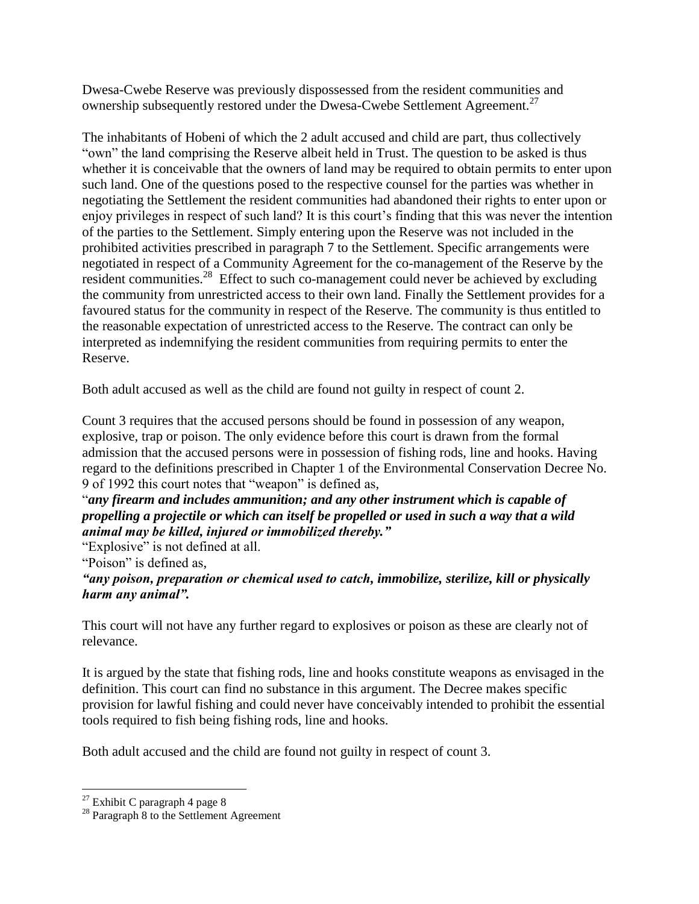Dwesa-Cwebe Reserve was previously dispossessed from the resident communities and ownership subsequently restored under the Dwesa-Cwebe Settlement Agreement.[27]

The inhabitants of Hobeni of which the 2 adult accused and child are part, thus collectively "own" the land comprising the Reserve albeit held in Trust. The question to be asked is thus whether it is conceivable that the owners of land may be required to obtain permits to enter upon such land. One of the questions posed to the respective counsel for the parties was whether in negotiating the Settlement the resident communities had abandoned their rights to enter upon or enjoy privileges in respect of such land? It is this court's finding that this was never the intention of the parties to the Settlement. Simply entering upon the Reserve was not included in the prohibited activities prescribed in paragraph 7 to the Settlement. Specific arrangements were negotiated in respect of a Community Agreement for the co-management of the Reserve by the resident communities.[28] Effect to such co-management could never be achieved by excluding the community from unrestricted access to their own land. Finally the Settlement provides for a favoured status for the community in respect of the Reserve. The community is thus entitled to the reasonable expectation of unrestricted access to the Reserve. The contract can only be interpreted as indemnifying the resident communities from requiring permits to enter the Reserve.

Both adult accused as well as the child are found not guilty in respect of count 2.

Count 3 requires that the accused persons should be found in possession of any weapon, explosive, trap or poison. The only evidence before this court is drawn from the formal admission that the accused persons were in possession of fishing rods, line and hooks. Having regard to the definitions prescribed in Chapter 1 of the Environmental Conservation Decree No. 9 of 1992 this court notes that "weapon" is defined as,

"***any firearm and includes ammunition; and any other instrument which is capable of propelling a projectile or which can itself be propelled or used in such a way that a wild animal may be killed, injured or immobilized thereby."***

"Explosive" is not defined at all.

"Poison" is defined as,

***"any poison, preparation or chemical used to catch, immobilize, sterilize, kill or physically harm any animal".***

This court will not have any further regard to explosives or poison as these are clearly not of relevance.

It is argued by the state that fishing rods, line and hooks constitute weapons as envisaged in the definition. This court can find no substance in this argument. The Decree makes specific provision for lawful fishing and could never have conceivably intended to prohibit the essential tools required to fish being fishing rods, line and hooks.

Both adult accused and the child are found not guilty in respect of count 3.

---

[27] Exhibit C paragraph 4 page 8

[28] Paragraph 8 to the Settlement Agreement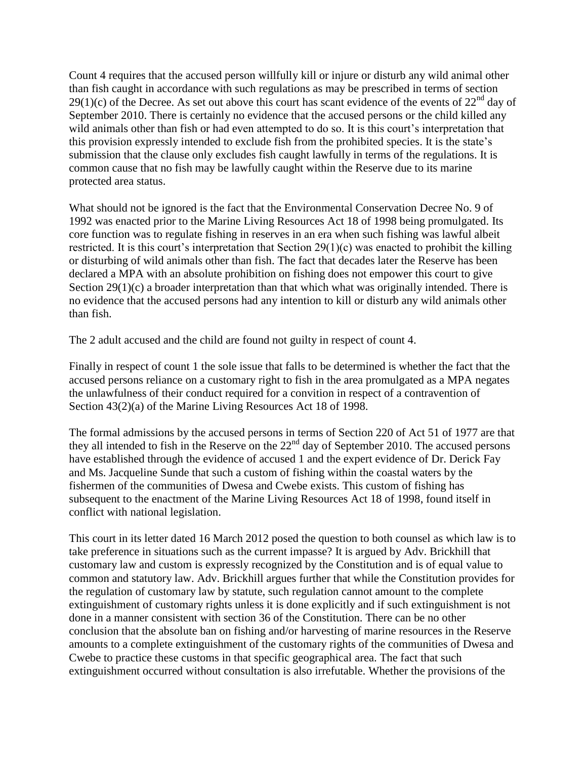Count 4 requires that the accused person willfully kill or injure or disturb any wild animal other than fish caught in accordance with such regulations as may be prescribed in terms of section 29(1)(c) of the Decree. As set out above this court has scant evidence of the events of 22nd day of September 2010. There is certainly no evidence that the accused persons or the child killed any wild animals other than fish or had even attempted to do so. It is this court's interpretation that this provision expressly intended to exclude fish from the prohibited species. It is the state's submission that the clause only excludes fish caught lawfully in terms of the regulations. It is common cause that no fish may be lawfully caught within the Reserve due to its marine protected area status.

What should not be ignored is the fact that the Environmental Conservation Decree No. 9 of 1992 was enacted prior to the Marine Living Resources Act 18 of 1998 being promulgated. Its core function was to regulate fishing in reserves in an era when such fishing was lawful albeit restricted. It is this court's interpretation that Section 29(1)(c) was enacted to prohibit the killing or disturbing of wild animals other than fish. The fact that decades later the Reserve has been declared a MPA with an absolute prohibition on fishing does not empower this court to give Section 29(1)(c) a broader interpretation than that which what was originally intended. There is no evidence that the accused persons had any intention to kill or disturb any wild animals other than fish.

The 2 adult accused and the child are found not guilty in respect of count 4.

Finally in respect of count 1 the sole issue that falls to be determined is whether the fact that the accused persons reliance on a customary right to fish in the area promulgated as a MPA negates the unlawfulness of their conduct required for a convition in respect of a contravention of Section 43(2)(a) of the Marine Living Resources Act 18 of 1998.

The formal admissions by the accused persons in terms of Section 220 of Act 51 of 1977 are that they all intended to fish in the Reserve on the 22nd day of September 2010. The accused persons have established through the evidence of accused 1 and the expert evidence of Dr. Derick Fay and Ms. Jacqueline Sunde that such a custom of fishing within the coastal waters by the fishermen of the communities of Dwesa and Cwebe exists. This custom of fishing has subsequent to the enactment of the Marine Living Resources Act 18 of 1998, found itself in conflict with national legislation.

This court in its letter dated 16 March 2012 posed the question to both counsel as which law is to take preference in situations such as the current impasse? It is argued by Adv. Brickhill that customary law and custom is expressly recognized by the Constitution and is of equal value to common and statutory law. Adv. Brickhill argues further that while the Constitution provides for the regulation of customary law by statute, such regulation cannot amount to the complete extinguishment of customary rights unless it is done explicitly and if such extinguishment is not done in a manner consistent with section 36 of the Constitution. There can be no other conclusion that the absolute ban on fishing and/or harvesting of marine resources in the Reserve amounts to a complete extinguishment of the customary rights of the communities of Dwesa and Cwebe to practice these customs in that specific geographical area. The fact that such extinguishment occurred without consultation is also irrefutable. Whether the provisions of the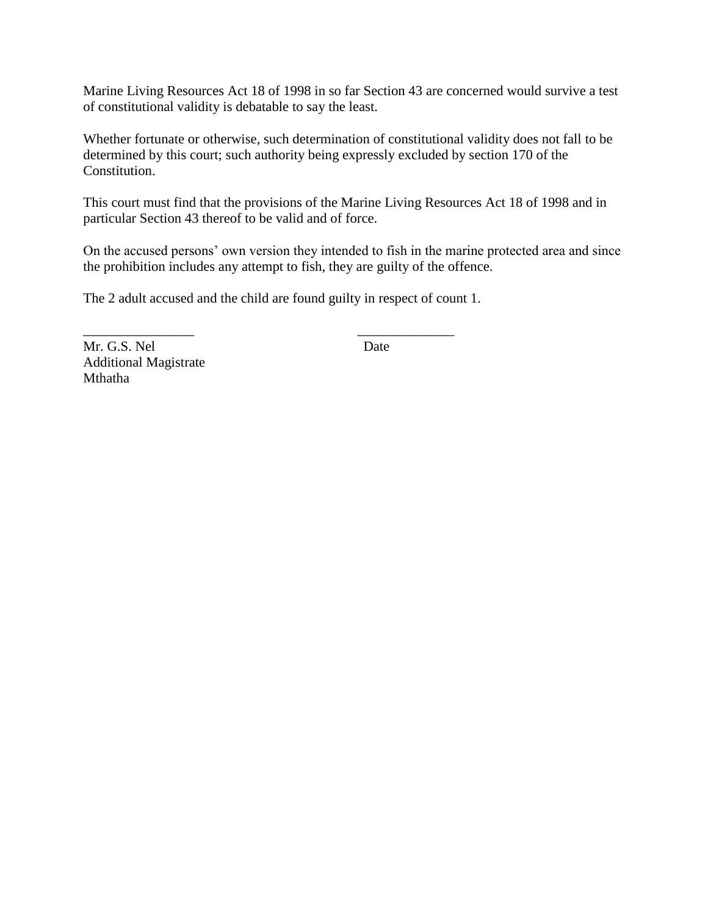Marine Living Resources Act 18 of 1998 in so far Section 43 are concerned would survive a test of constitutional validity is debatable to say the least.

Whether fortunate or otherwise, such determination of constitutional validity does not fall to be determined by this court; such authority being expressly excluded by section 170 of the Constitution.

This court must find that the provisions of the Marine Living Resources Act 18 of 1998 and in particular Section 43 thereof to be valid and of force.

On the accused persons' own version they intended to fish in the marine protected area and since the prohibition includes any attempt to fish, they are guilty of the offence.

The 2 adult accused and the child are found guilty in respect of count 1.

________________ ______________

Mr. G.S. Nel Date
Additional Magistrate
Mthatha